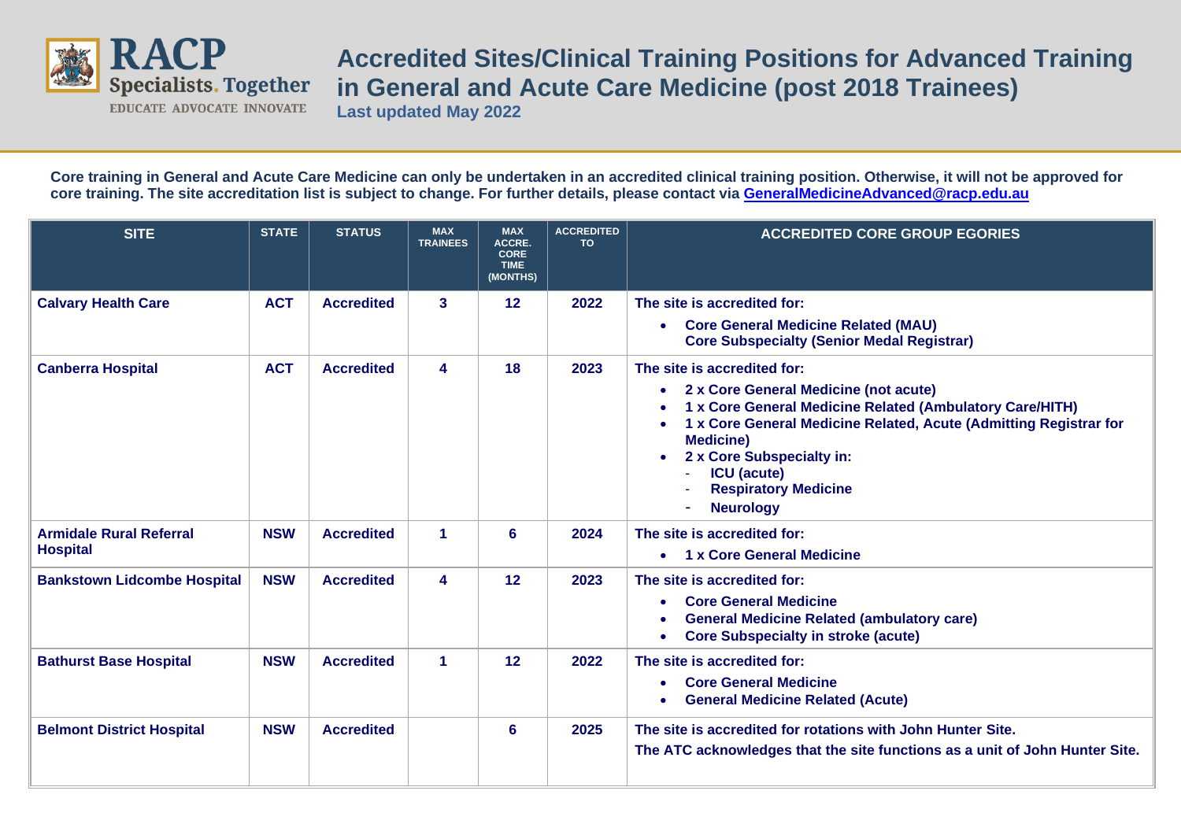# Accredited Sites/Clinical Training Positions for Advanced Training in General and Acute Care Medicine (post 2018 Trainees)

**Last updated May 2022**

**Core training in General and Acute Care Medicine can only be undertaken in an accredited clinical training position. Otherwise, it will not be approved for core training. The site accreditation list is subject to change. For further details, please contact via [GeneralMedicineAdvanced@racp.edu.au](mailto:GeneralMedicineAdvanced@racp.edu.au)**

| SITE | STATE | STATUS | MAX TRAINEES | MAX ACCRE. CORE TIME (MONTHS) | ACCREDITED TO | ACCREDITED CORE GROUP EGORIES |
|---|---|---|---|---|---|---|
| **Calvary Health Care** | **ACT** | **Accredited** | **3** | **12** | **2022** | The site is accredited for: <br>• **Core General Medicine Related (MAU)** <br>**Core Subspecialty (Senior Medal Registrar)** |
| **Canberra Hospital** | **ACT** | **Accredited** | **4** | **18** | **2023** | The site is accredited for: <br>• **2 x Core General Medicine (not acute)** <br>• **1 x Core General Medicine Related (Ambulatory Care/HITH)** <br>• **1 x Core General Medicine Related, Acute (Admitting Registrar for Medicine)** <br>• **2 x Core Subspecialty in:** <br>- **ICU (acute)** <br>- **Respiratory Medicine** <br>- **Neurology** |
| **Armidale Rural Referral Hospital** | **NSW** | **Accredited** | **1** | **6** | **2024** | The site is accredited for: <br>• **1 x Core General Medicine** |
| **Bankstown Lidcombe Hospital** | **NSW** | **Accredited** | **4** | **12** | **2023** | The site is accredited for: <br>• **Core General Medicine** <br>• **General Medicine Related (ambulatory care)** <br>• **Core Subspecialty in stroke (acute)** |
| **Bathurst Base Hospital** | **NSW** | **Accredited** | **1** | **12** | **2022** | The site is accredited for: <br>• **Core General Medicine** <br>• **General Medicine Related (Acute)** |
| **Belmont District Hospital** | **NSW** | **Accredited** | | **6** | **2025** | **The site is accredited for rotations with John Hunter Site.** <br>**The ATC acknowledges that the site functions as a unit of John Hunter Site.** |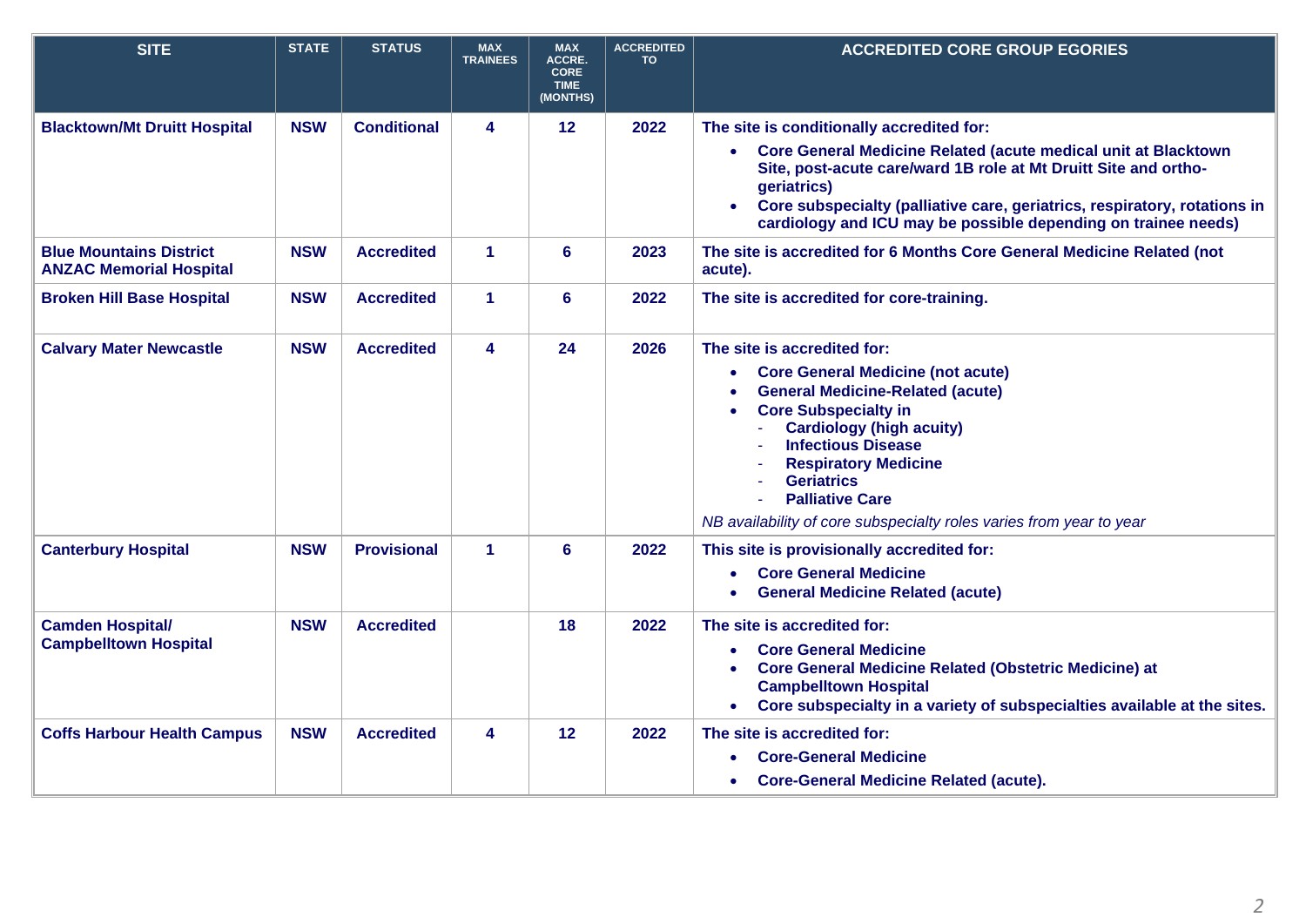| SITE | STATE | STATUS | MAX TRAINEES | MAX ACCRE. CORE TIME (MONTHS) | ACCREDITED TO | ACCREDITED CORE GROUP EGORIES |
|---|---|---|---|---|---|---|
| **Blacktown/Mt Druitt Hospital** | **NSW** | **Conditional** | **4** | **12** | **2022** | **The site is conditionally accredited for:**<br>• **Core General Medicine Related (acute medical unit at Blacktown Site, post-acute care/ward 1B role at Mt Druitt Site and ortho-geriatrics)**<br>• **Core subspecialty (palliative care, geriatrics, respiratory, rotations in cardiology and ICU may be possible depending on trainee needs)** |
| **Blue Mountains District ANZAC Memorial Hospital** | **NSW** | **Accredited** | **1** | **6** | **2023** | **The site is accredited for 6 Months Core General Medicine Related (not acute).** |
| **Broken Hill Base Hospital** | **NSW** | **Accredited** | **1** | **6** | **2022** | **The site is accredited for core-training.** |
| **Calvary Mater Newcastle** | **NSW** | **Accredited** | **4** | **24** | **2026** | **The site is accredited for:**<br>• **Core General Medicine (not acute)**<br>• **General Medicine-Related (acute)**<br>• **Core Subspecialty in**<br>- **Cardiology (high acuity)**<br>- **Infectious Disease**<br>- **Respiratory Medicine**<br>- **Geriatrics**<br>- **Palliative Care**<br>*NB availability of core subspecialty roles varies from year to year* |
| **Canterbury Hospital** | **NSW** | **Provisional** | **1** | **6** | **2022** | **This site is provisionally accredited for:**<br>• **Core General Medicine**<br>• **General Medicine Related (acute)** |
| **Camden Hospital/ Campbelltown Hospital** | **NSW** | **Accredited** | | **18** | **2022** | **The site is accredited for:**<br>• **Core General Medicine**<br>• **Core General Medicine Related (Obstetric Medicine) at Campbelltown Hospital**<br>• **Core subspecialty in a variety of subspecialties available at the sites.** |
| **Coffs Harbour Health Campus** | **NSW** | **Accredited** | **4** | **12** | **2022** | **The site is accredited for:**<br>• **Core-General Medicine**<br>• **Core-General Medicine Related (acute).** |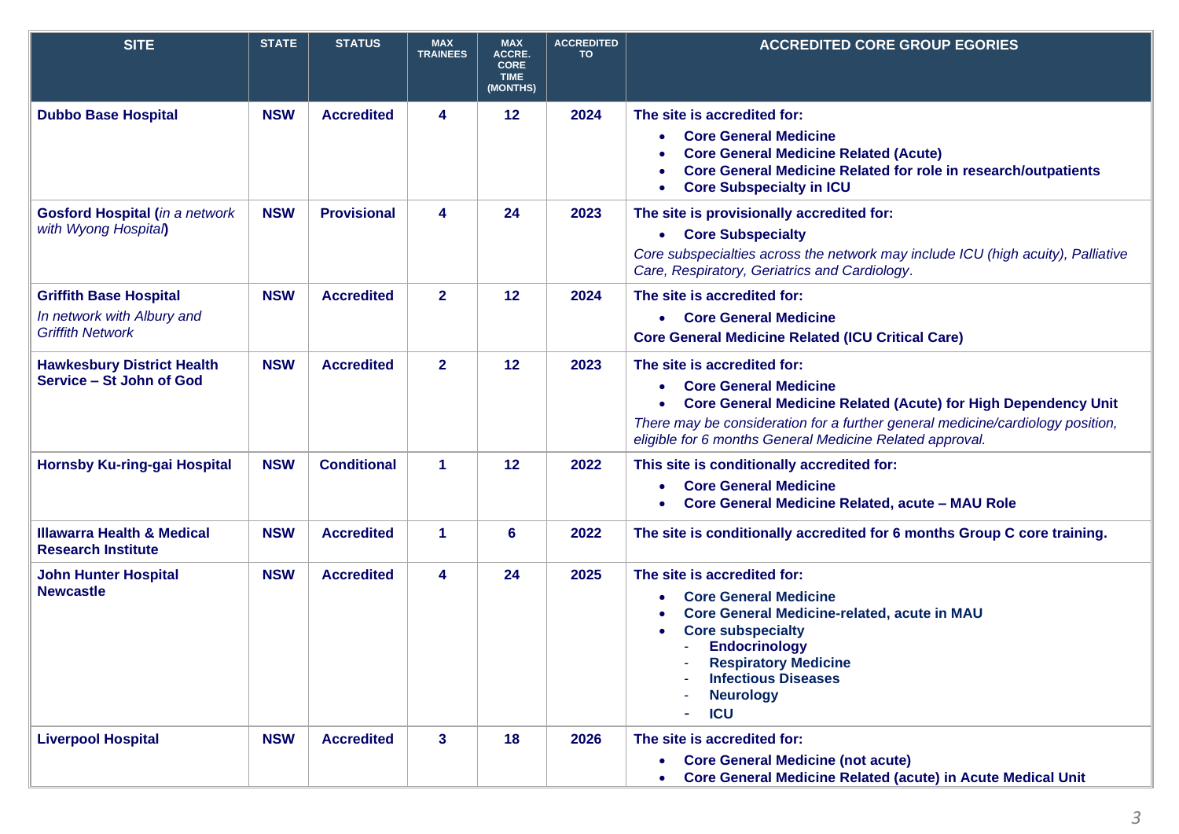| SITE | STATE | STATUS | MAX TRAINEES | MAX ACCRE. CORE TIME (MONTHS) | ACCREDITED TO | ACCREDITED CORE GROUP EGORIES |
|---|---|---|---|---|---|---|
| **Dubbo Base Hospital** | **NSW** | **Accredited** | **4** | **12** | **2024** | **The site is accredited for:**<br>• **Core General Medicine**<br>• **Core General Medicine Related (Acute)**<br>• **Core General Medicine Related for role in research/outpatients**<br>• **Core Subspecialty in ICU** |
| **Gosford Hospital (***in a network with Wyong Hospital***)** | **NSW** | **Provisional** | **4** | **24** | **2023** | **The site is provisionally accredited for:**<br>• **Core Subspecialty**<br>*Core subspecialties across the network may include ICU (high acuity), Palliative Care, Respiratory, Geriatrics and Cardiology*. |
| **Griffith Base Hospital**<br>*In network with Albury and Griffith Network* | **NSW** | **Accredited** | **2** | **12** | **2024** | **The site is accredited for:**<br>• **Core General Medicine**<br>**Core General Medicine Related (ICU Critical Care)** |
| **Hawkesbury District Health Service – St John of God** | **NSW** | **Accredited** | **2** | **12** | **2023** | **The site is accredited for:**<br>• **Core General Medicine**<br>• **Core General Medicine Related (Acute) for High Dependency Unit**<br>*There may be consideration for a further general medicine/cardiology position, eligible for 6 months General Medicine Related approval.* |
| **Hornsby Ku-ring-gai Hospital** | **NSW** | **Conditional** | **1** | **12** | **2022** | **This site is conditionally accredited for:**<br>• **Core General Medicine**<br>• **Core General Medicine Related, acute – MAU Role** |
| **Illawarra Health & Medical Research Institute** | **NSW** | **Accredited** | **1** | **6** | **2022** | **The site is conditionally accredited for 6 months Group C core training.** |
| **John Hunter Hospital Newcastle** | **NSW** | **Accredited** | **4** | **24** | **2025** | **The site is accredited for:**<br>• **Core General Medicine**<br>• **Core General Medicine-related, acute in MAU**<br>• **Core subspecialty**<br>- **Endocrinology**<br>- **Respiratory Medicine**<br>- **Infectious Diseases**<br>- **Neurology**<br>- **ICU** |
| **Liverpool Hospital** | **NSW** | **Accredited** | **3** | **18** | **2026** | **The site is accredited for:**<br>• **Core General Medicine (not acute)**<br>• **Core General Medicine Related (acute) in Acute Medical Unit** |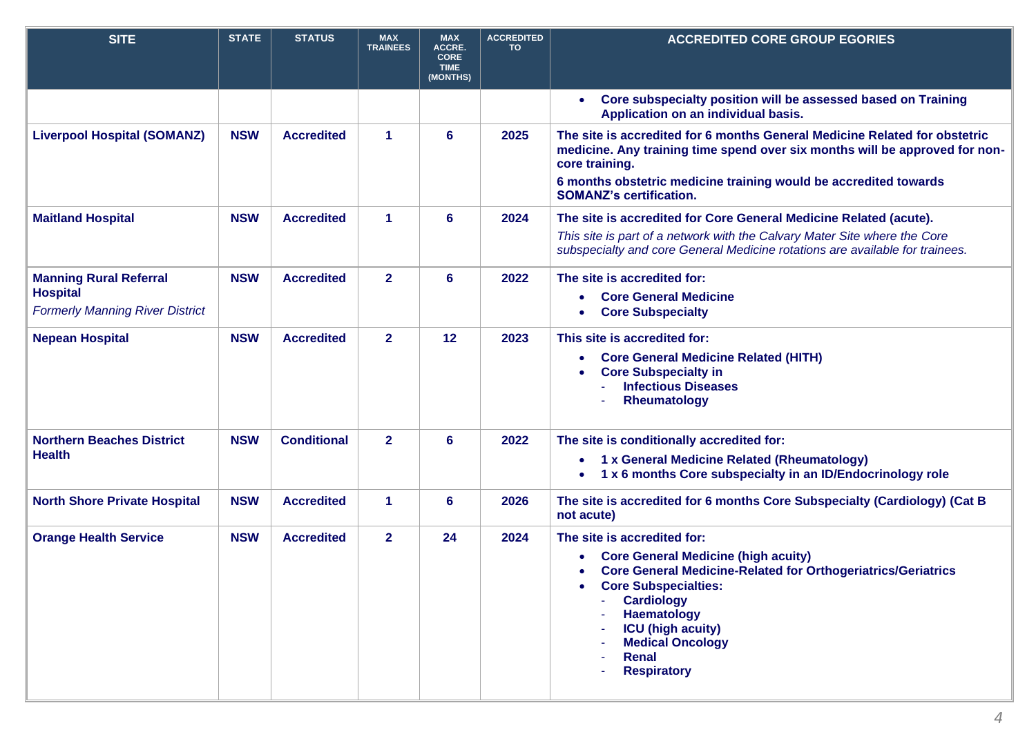| SITE | STATE | STATUS | MAX TRAINEES | MAX ACCRE. CORE TIME (MONTHS) | ACCREDITED TO | ACCREDITED CORE GROUP EGORIES |
|---|---|---|---|---|---|---|
| | | | | | | • **Core subspecialty position will be assessed based on Training Application on an individual basis.** |
| **Liverpool Hospital (SOMANZ)** | **NSW** | **Accredited** | **1** | **6** | **2025** | **The site is accredited for 6 months General Medicine Related for obstetric medicine. Any training time spend over six months will be approved for non-core training.** <br> **6 months obstetric medicine training would be accredited towards SOMANZ's certification.** |
| **Maitland Hospital** | **NSW** | **Accredited** | **1** | **6** | **2024** | **The site is accredited for Core General Medicine Related (acute).** <br> *This site is part of a network with the Calvary Mater Site where the Core subspecialty and core General Medicine rotations are available for trainees.* |
| **Manning Rural Referral Hospital** <br> *Formerly Manning River District* | **NSW** | **Accredited** | **2** | **6** | **2022** | **The site is accredited for:** <br> • **Core General Medicine** <br> • **Core Subspecialty** |
| **Nepean Hospital** | **NSW** | **Accredited** | **2** | **12** | **2023** | **This site is accredited for:** <br> • **Core General Medicine Related (HITH)** <br> • **Core Subspecialty in** <br> - **Infectious Diseases** <br> - **Rheumatology** |
| **Northern Beaches District Health** | **NSW** | **Conditional** | **2** | **6** | **2022** | **The site is conditionally accredited for:** <br> • **1 x General Medicine Related (Rheumatology)** <br> • **1 x 6 months Core subspecialty in an ID/Endocrinology role** |
| **North Shore Private Hospital** | **NSW** | **Accredited** | **1** | **6** | **2026** | **The site is accredited for 6 months Core Subspecialty (Cardiology) (Cat B not acute)** |
| **Orange Health Service** | **NSW** | **Accredited** | **2** | **24** | **2024** | **The site is accredited for:** <br> • **Core General Medicine (high acuity)** <br> • **Core General Medicine-Related for Orthogeriatrics/Geriatrics** <br> • **Core Subspecialties:** <br> - **Cardiology** <br> - **Haematology** <br> - **ICU (high acuity)** <br> - **Medical Oncology** <br> - **Renal** <br> - **Respiratory** |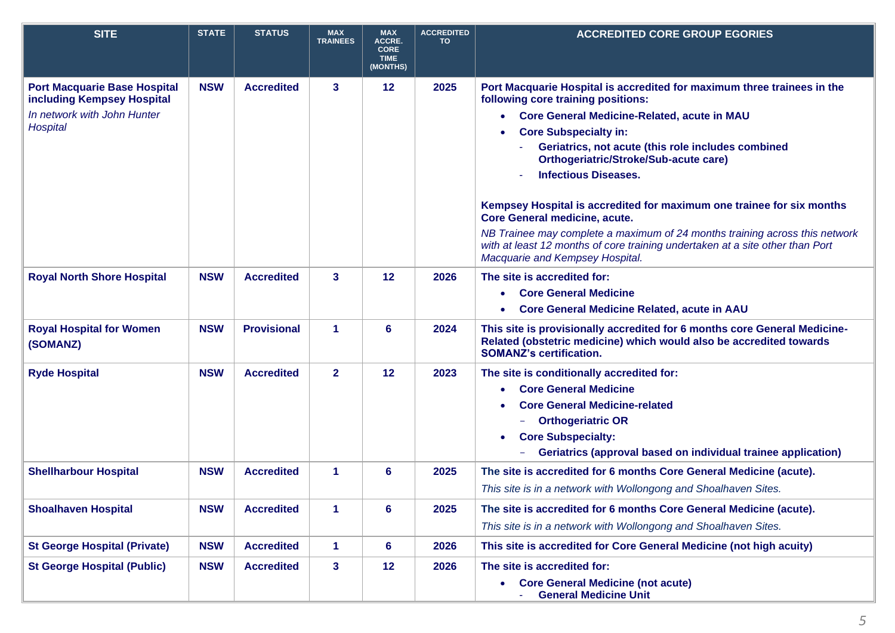| SITE | STATE | STATUS | MAX TRAINEES | MAX ACCRE. CORE TIME (MONTHS) | ACCREDITED TO | ACCREDITED CORE GROUP EGORIES |
|---|---|---|---|---|---|---|
| **Port Macquarie Base Hospital including Kempsey Hospital**<br>*In network with John Hunter Hospital* | **NSW** | **Accredited** | **3** | **12** | **2025** | **Port Macquarie Hospital is accredited for maximum three trainees in the following core training positions:**<br>• **Core General Medicine-Related, acute in MAU**<br>• **Core Subspecialty in:**<br>- **Geriatrics, not acute (this role includes combined Orthogeriatric/Stroke/Sub-acute care)**<br>- **Infectious Diseases.**<br><br>**Kempsey Hospital is accredited for maximum one trainee for six months Core General medicine, acute.**<br>*NB Trainee may complete a maximum of 24 months training across this network with at least 12 months of core training undertaken at a site other than Port Macquarie and Kempsey Hospital.* |
| **Royal North Shore Hospital** | **NSW** | **Accredited** | **3** | **12** | **2026** | **The site is accredited for:**<br>• **Core General Medicine**<br>• **Core General Medicine Related, acute in AAU** |
| **Royal Hospital for Women (SOMANZ)** | **NSW** | **Provisional** | **1** | **6** | **2024** | **This site is provisionally accredited for 6 months core General Medicine-Related (obstetric medicine) which would also be accredited towards SOMANZ's certification.** |
| **Ryde Hospital** | **NSW** | **Accredited** | **2** | **12** | **2023** | **The site is conditionally accredited for:**<br>• **Core General Medicine**<br>• **Core General Medicine-related**<br>- **Orthogeriatric OR**<br>• **Core Subspecialty:**<br>- **Geriatrics (approval based on individual trainee application)** |
| **Shellharbour Hospital** | **NSW** | **Accredited** | **1** | **6** | **2025** | **The site is accredited for 6 months Core General Medicine (acute).**<br>*This site is in a network with Wollongong and Shoalhaven Sites.* |
| **Shoalhaven Hospital** | **NSW** | **Accredited** | **1** | **6** | **2025** | **The site is accredited for 6 months Core General Medicine (acute).**<br>*This site is in a network with Wollongong and Shoalhaven Sites.* |
| **St George Hospital (Private)** | **NSW** | **Accredited** | **1** | **6** | **2026** | **This site is accredited for Core General Medicine (not high acuity)** |
| **St George Hospital (Public)** | **NSW** | **Accredited** | **3** | **12** | **2026** | **The site is accredited for:**<br>• **Core General Medicine (not acute)**<br>- **General Medicine Unit** |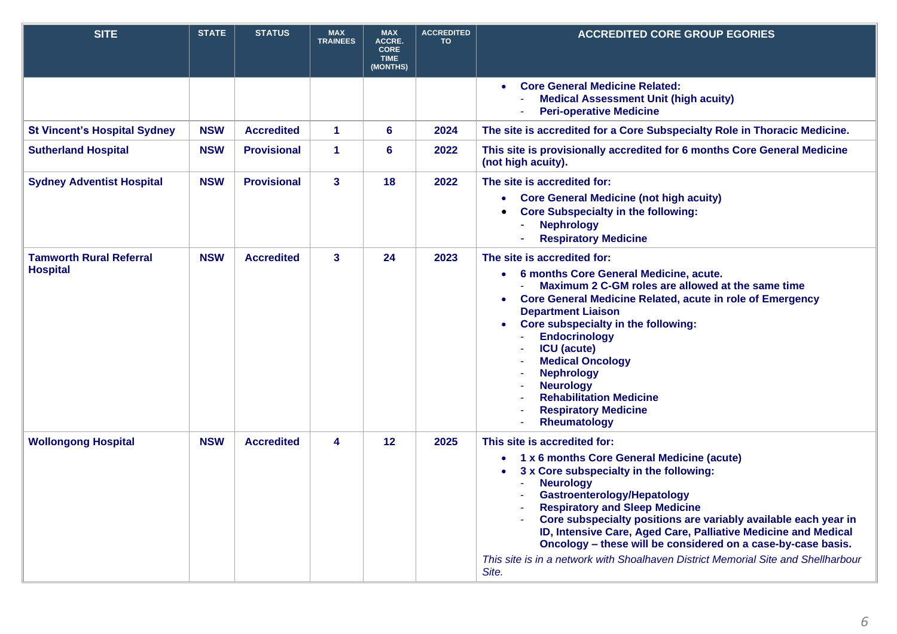| SITE | STATE | STATUS | MAX TRAINEES | MAX ACCRE. CORE TIME (MONTHS) | ACCREDITED TO | ACCREDITED CORE GROUP EGORIES |
|---|---|---|---|---|---|---|
| | | | | | | • **Core General Medicine Related:**<br>- **Medical Assessment Unit (high acuity)**<br>- **Peri-operative Medicine** |
| **St Vincent's Hospital Sydney** | **NSW** | **Accredited** | **1** | **6** | **2024** | **The site is accredited for a Core Subspecialty Role in Thoracic Medicine.** |
| **Sutherland Hospital** | **NSW** | **Provisional** | **1** | **6** | **2022** | **This site is provisionally accredited for 6 months Core General Medicine (not high acuity).** |
| **Sydney Adventist Hospital** | **NSW** | **Provisional** | **3** | **18** | **2022** | **The site is accredited for:**<br>• **Core General Medicine (not high acuity)**<br>• **Core Subspecialty in the following:**<br>- **Nephrology**<br>- **Respiratory Medicine** |
| **Tamworth Rural Referral Hospital** | **NSW** | **Accredited** | **3** | **24** | **2023** | **The site is accredited for:**<br>• **6 months Core General Medicine, acute.**<br>- **Maximum 2 C-GM roles are allowed at the same time**<br>• **Core General Medicine Related, acute in role of Emergency Department Liaison**<br>• **Core subspecialty in the following:**<br>- **Endocrinology**<br>- **ICU (acute)**<br>- **Medical Oncology**<br>- **Nephrology**<br>- **Neurology**<br>- **Rehabilitation Medicine**<br>- **Respiratory Medicine**<br>- **Rheumatology** |
| **Wollongong Hospital** | **NSW** | **Accredited** | **4** | **12** | **2025** | **This site is accredited for:**<br>• **1 x 6 months Core General Medicine (acute)**<br>• **3 x Core subspecialty in the following:**<br>- **Neurology**<br>- **Gastroenterology/Hepatology**<br>- **Respiratory and Sleep Medicine**<br>- **Core subspecialty positions are variably available each year in ID, Intensive Care, Aged Care, Palliative Medicine and Medical Oncology – these will be considered on a case-by-case basis.**<br>*This site is in a network with Shoalhaven District Memorial Site and Shellharbour Site.* |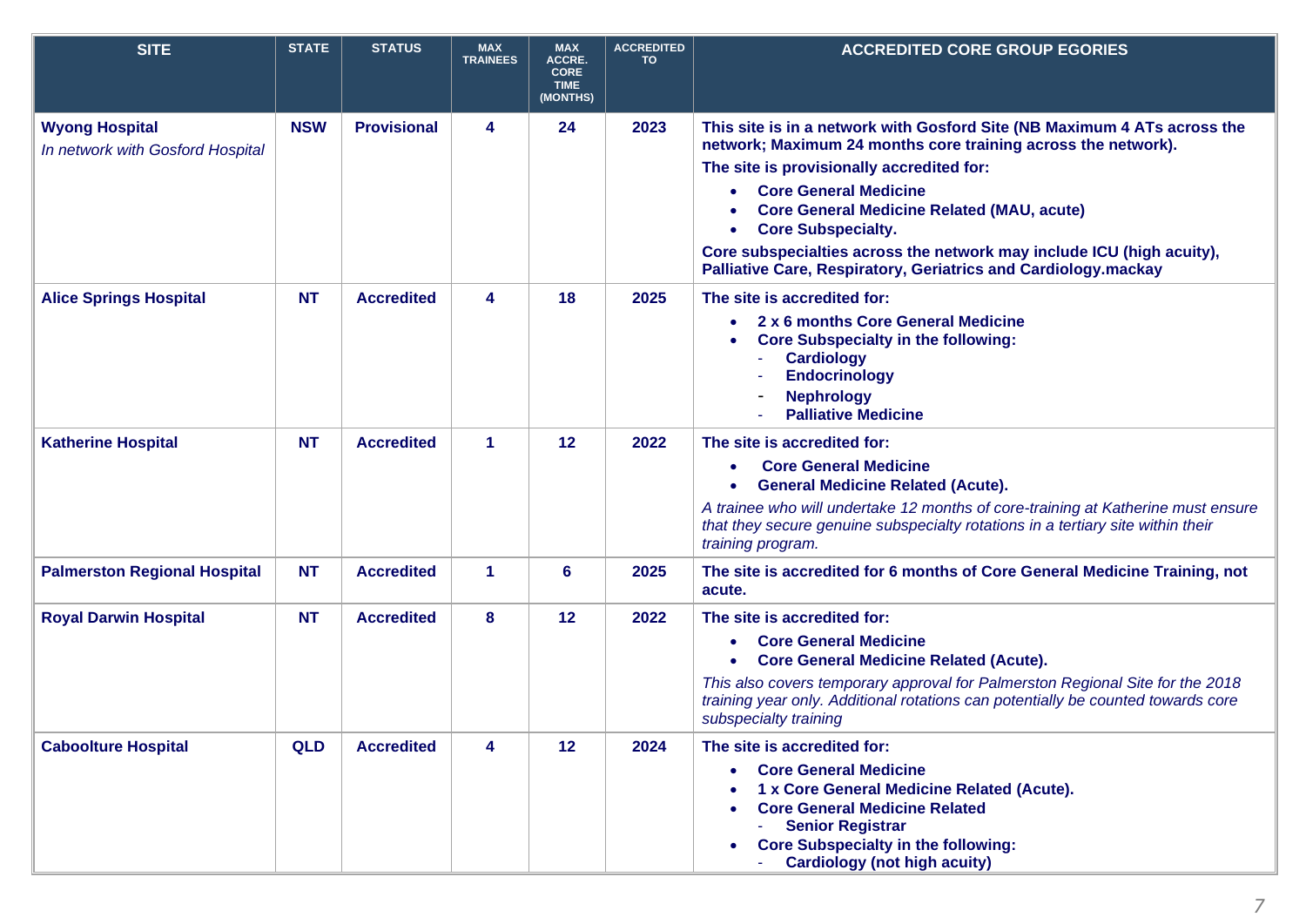| SITE | STATE | STATUS | MAX TRAINEES | MAX ACCRE. CORE TIME (MONTHS) | ACCREDITED TO | ACCREDITED CORE GROUP EGORIES |
|---|---|---|---|---|---|---|
| **Wyong Hospital** *In network with Gosford Hospital* | **NSW** | **Provisional** | **4** | **24** | **2023** | **This site is in a network with Gosford Site (NB Maximum 4 ATs across the network; Maximum 24 months core training across the network).** **The site is provisionally accredited for:** • **Core General Medicine** • **Core General Medicine Related (MAU, acute)** • **Core Subspecialty.** **Core subspecialties across the network may include ICU (high acuity), Palliative Care, Respiratory, Geriatrics and Cardiology.mackay** |
| **Alice Springs Hospital** | **NT** | **Accredited** | **4** | **18** | **2025** | **The site is accredited for:** • **2 x 6 months Core General Medicine** • **Core Subspecialty in the following:** - **Cardiology** - **Endocrinology** - **Nephrology** - **Palliative Medicine** |
| **Katherine Hospital** | **NT** | **Accredited** | **1** | **12** | **2022** | **The site is accredited for:** • **Core General Medicine** • **General Medicine Related (Acute).** *A trainee who will undertake 12 months of core-training at Katherine must ensure that they secure genuine subspecialty rotations in a tertiary site within their training program.* |
| **Palmerston Regional Hospital** | **NT** | **Accredited** | **1** | **6** | **2025** | **The site is accredited for 6 months of Core General Medicine Training, not acute.** |
| **Royal Darwin Hospital** | **NT** | **Accredited** | **8** | **12** | **2022** | **The site is accredited for:** • **Core General Medicine** • **Core General Medicine Related (Acute).** *This also covers temporary approval for Palmerston Regional Site for the 2018 training year only. Additional rotations can potentially be counted towards core subspecialty training* |
| **Caboolture Hospital** | **QLD** | **Accredited** | **4** | **12** | **2024** | **The site is accredited for:** • **Core General Medicine** • **1 x Core General Medicine Related (Acute).** • **Core General Medicine Related** - **Senior Registrar** • **Core Subspecialty in the following:** - **Cardiology (not high acuity)** |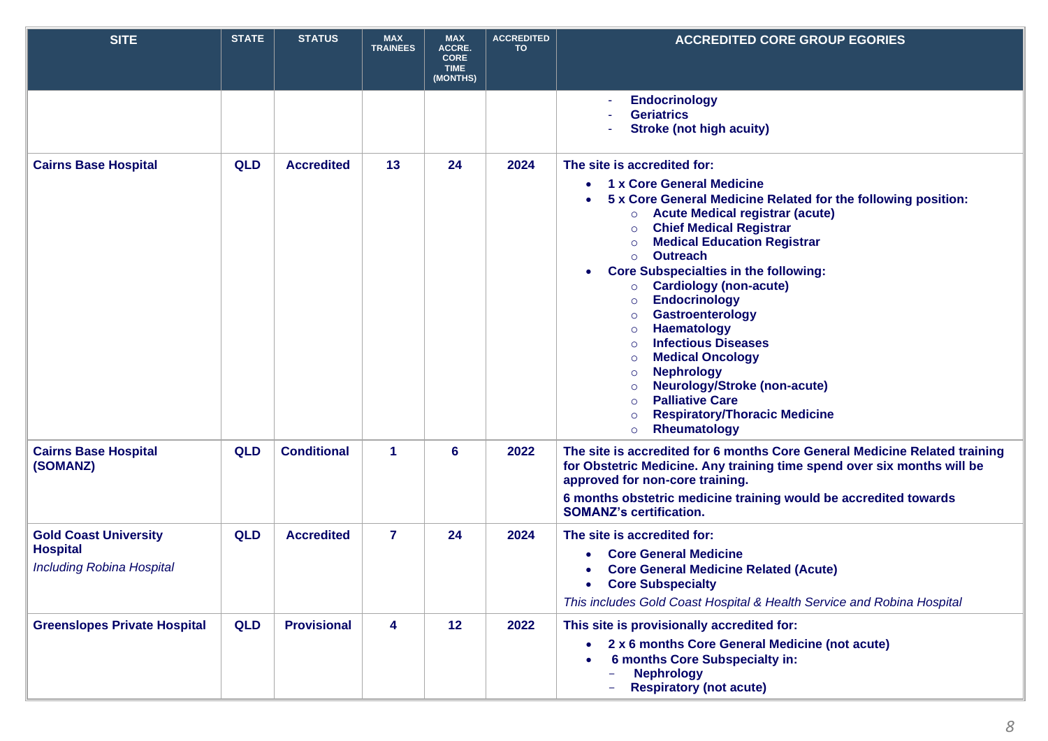| SITE | STATE | STATUS | MAX TRAINEES | MAX ACCRE. CORE TIME (MONTHS) | ACCREDITED TO | ACCREDITED CORE GROUP EGORIES |
|---|---|---|---|---|---|---|
| | | | | | | - Endocrinology<br>- Geriatrics<br>- Stroke (not high acuity) |
| **Cairns Base Hospital** | QLD | Accredited | 13 | 24 | 2024 | The site is accredited for:<br>• 1 x Core General Medicine<br>• 5 x Core General Medicine Related for the following position:<br>○ Acute Medical registrar (acute)<br>○ Chief Medical Registrar<br>○ Medical Education Registrar<br>○ Outreach<br>• Core Subspecialties in the following:<br>○ Cardiology (non-acute)<br>○ Endocrinology<br>○ Gastroenterology<br>○ Haematology<br>○ Infectious Diseases<br>○ Medical Oncology<br>○ Nephrology<br>○ Neurology/Stroke (non-acute)<br>○ Palliative Care<br>○ Respiratory/Thoracic Medicine<br>○ Rheumatology |
| **Cairns Base Hospital (SOMANZ)** | QLD | Conditional | 1 | 6 | 2022 | The site is accredited for 6 months Core General Medicine Related training for Obstetric Medicine. Any training time spend over six months will be approved for non-core training.<br>6 months obstetric medicine training would be accredited towards SOMANZ's certification. |
| **Gold Coast University Hospital**<br>*Including Robina Hospital* | QLD | Accredited | 7 | 24 | 2024 | The site is accredited for:<br>• Core General Medicine<br>• Core General Medicine Related (Acute)<br>• Core Subspecialty<br>*This includes Gold Coast Hospital & Health Service and Robina Hospital* |
| **Greenslopes Private Hospital** | QLD | Provisional | 4 | 12 | 2022 | This site is provisionally accredited for:<br>• 2 x 6 months Core General Medicine (not acute)<br>• 6 months Core Subspecialty in:<br>- Nephrology<br>- Respiratory (not acute) |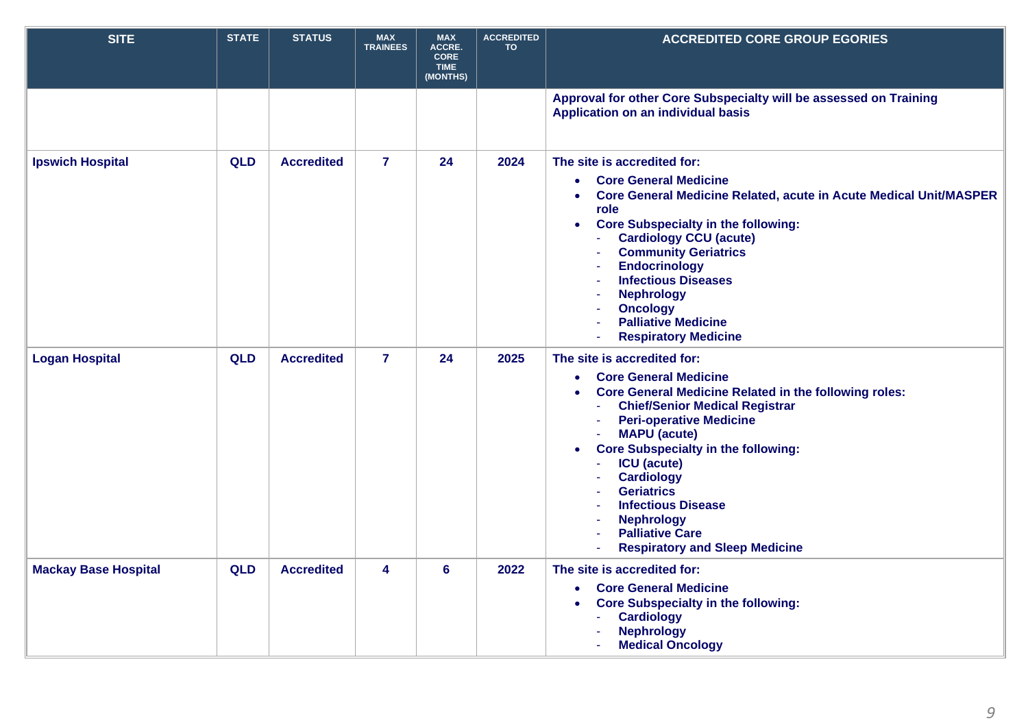| SITE | STATE | STATUS | MAX TRAINEES | MAX ACCRE. CORE TIME (MONTHS) | ACCREDITED TO | ACCREDITED CORE GROUP EGORIES |
|---|---|---|---|---|---|---|
| | | | | | | **Approval for other Core Subspecialty will be assessed on Training Application on an individual basis** |
| **Ipswich Hospital** | **QLD** | **Accredited** | **7** | **24** | **2024** | **The site is accredited for:**<br>• **Core General Medicine**<br>• **Core General Medicine Related, acute in Acute Medical Unit/MASPER role**<br>• **Core Subspecialty in the following:**<br>- **Cardiology CCU (acute)**<br>- **Community Geriatrics**<br>- **Endocrinology**<br>- **Infectious Diseases**<br>- **Nephrology**<br>- **Oncology**<br>- **Palliative Medicine**<br>- **Respiratory Medicine** |
| **Logan Hospital** | **QLD** | **Accredited** | **7** | **24** | **2025** | **The site is accredited for:**<br>• **Core General Medicine**<br>• **Core General Medicine Related in the following roles:**<br>- **Chief/Senior Medical Registrar**<br>- **Peri-operative Medicine**<br>- **MAPU (acute)**<br>• **Core Subspecialty in the following:**<br>- **ICU (acute)**<br>- **Cardiology**<br>- **Geriatrics**<br>- **Infectious Disease**<br>- **Nephrology**<br>- **Palliative Care**<br>- **Respiratory and Sleep Medicine** |
| **Mackay Base Hospital** | **QLD** | **Accredited** | **4** | **6** | **2022** | **The site is accredited for:**<br>• **Core General Medicine**<br>• **Core Subspecialty in the following:**<br>- **Cardiology**<br>- **Nephrology**<br>- **Medical Oncology** |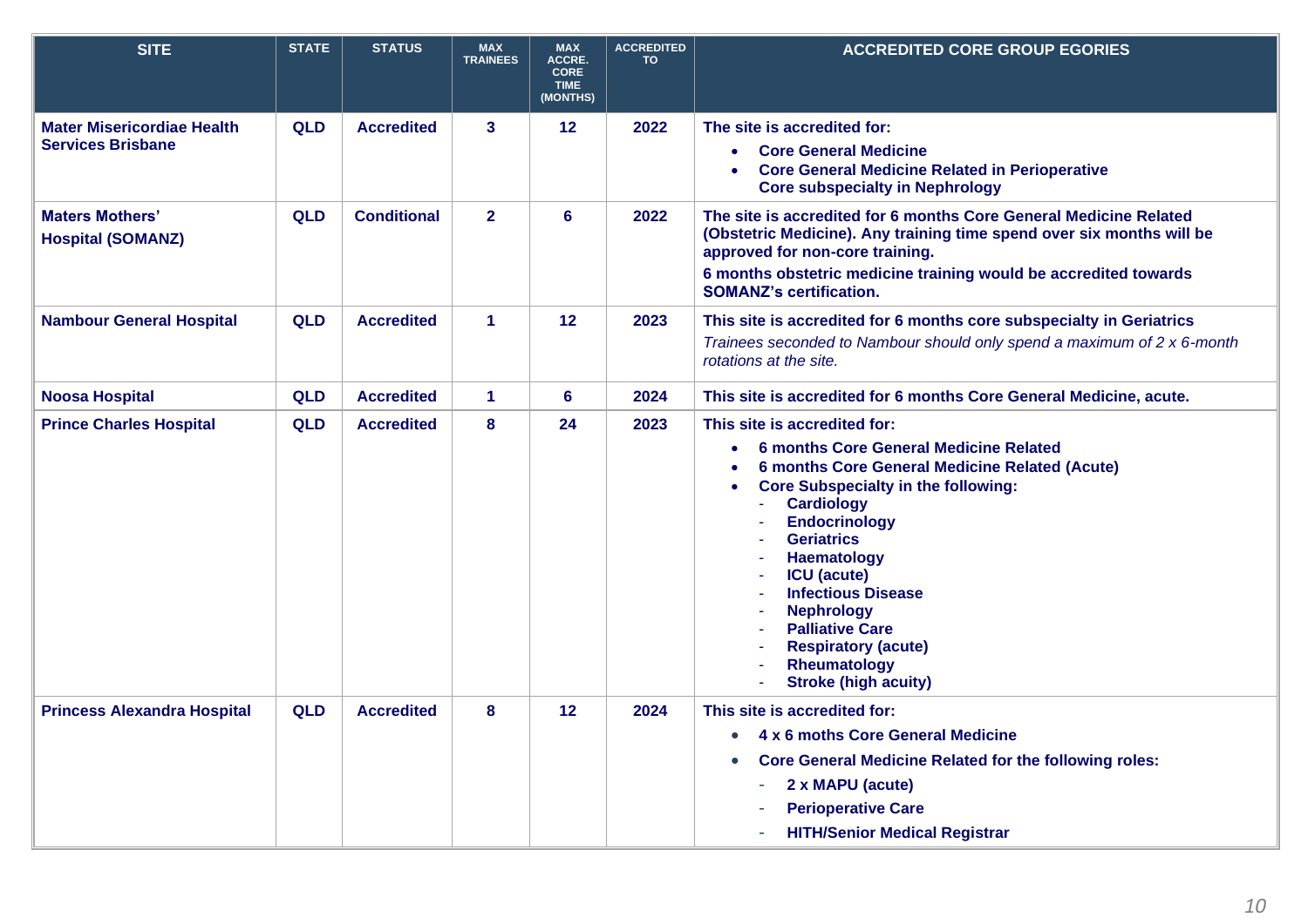| SITE | STATE | STATUS | MAX TRAINEES | MAX ACCRE. CORE TIME (MONTHS) | ACCREDITED TO | ACCREDITED CORE GROUP EGORIES |
|---|---|---|---|---|---|---|
| **Mater Misericordiae Health Services Brisbane** | **QLD** | **Accredited** | **3** | **12** | **2022** | **The site is accredited for:**<br>• **Core General Medicine**<br>• **Core General Medicine Related in Perioperative Core subspecialty in Nephrology** |
| **Maters Mothers' Hospital (SOMANZ)** | **QLD** | **Conditional** | **2** | **6** | **2022** | **The site is accredited for 6 months Core General Medicine Related (Obstetric Medicine). Any training time spend over six months will be approved for non-core training.**<br>**6 months obstetric medicine training would be accredited towards SOMANZ's certification.** |
| **Nambour General Hospital** | **QLD** | **Accredited** | **1** | **12** | **2023** | **This site is accredited for 6 months core subspecialty in Geriatrics**<br>*Trainees seconded to Nambour should only spend a maximum of 2 x 6-month rotations at the site.* |
| **Noosa Hospital** | **QLD** | **Accredited** | **1** | **6** | **2024** | **This site is accredited for 6 months Core General Medicine, acute.** |
| **Prince Charles Hospital** | **QLD** | **Accredited** | **8** | **24** | **2023** | **This site is accredited for:**<br>• **6 months Core General Medicine Related**<br>• **6 months Core General Medicine Related (Acute)**<br>• **Core Subspecialty in the following:**<br>- **Cardiology**<br>- **Endocrinology**<br>- **Geriatrics**<br>- **Haematology**<br>- **ICU (acute)**<br>- **Infectious Disease**<br>- **Nephrology**<br>- **Palliative Care**<br>- **Respiratory (acute)**<br>- **Rheumatology**<br>- **Stroke (high acuity)** |
| **Princess Alexandra Hospital** | **QLD** | **Accredited** | **8** | **12** | **2024** | **This site is accredited for:**<br>• **4 x 6 moths Core General Medicine**<br>• **Core General Medicine Related for the following roles:**<br>- **2 x MAPU (acute)**<br>- **Perioperative Care**<br>- **HITH/Senior Medical Registrar** |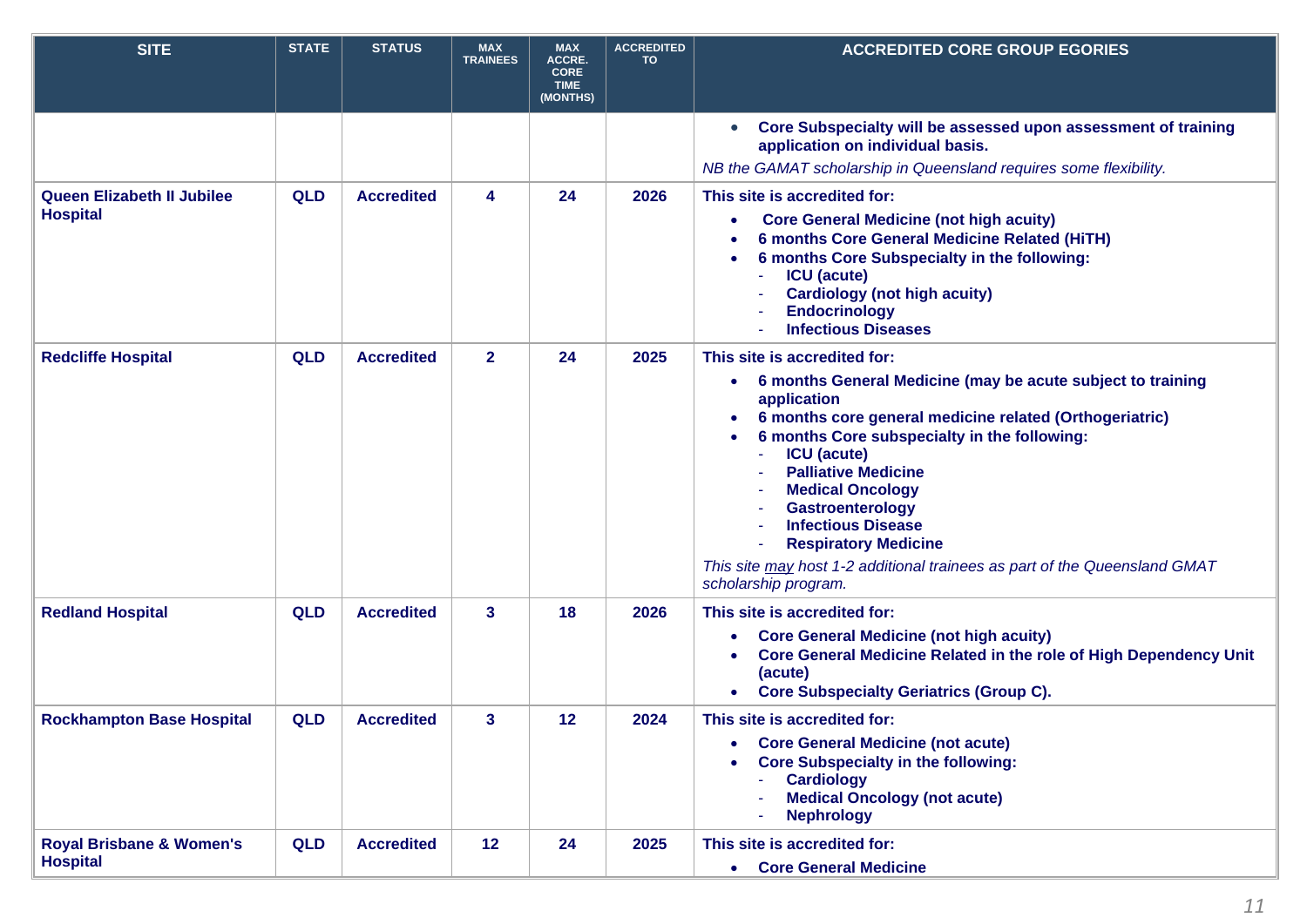| SITE | STATE | STATUS | MAX TRAINEES | MAX ACCRE. CORE TIME (MONTHS) | ACCREDITED TO | ACCREDITED CORE GROUP EGORIES |
|---|---|---|---|---|---|---|
| | | | | | | • **Core Subspecialty will be assessed upon assessment of training application on individual basis.**<br>*NB the GAMAT scholarship in Queensland requires some flexibility.* |
| **Queen Elizabeth II Jubilee Hospital** | **QLD** | **Accredited** | **4** | **24** | **2026** | **This site is accredited for:**<br>• **Core General Medicine (not high acuity)**<br>• **6 months Core General Medicine Related (HiTH)**<br>• **6 months Core Subspecialty in the following:**<br>- **ICU (acute)**<br>- **Cardiology (not high acuity)**<br>- **Endocrinology**<br>- **Infectious Diseases** |
| **Redcliffe Hospital** | **QLD** | **Accredited** | **2** | **24** | **2025** | **This site is accredited for:**<br>• **6 months General Medicine (may be acute subject to training application**<br>• **6 months core general medicine related (Orthogeriatric)**<br>• **6 months Core subspecialty in the following:**<br>- **ICU (acute)**<br>- **Palliative Medicine**<br>- **Medical Oncology**<br>- **Gastroenterology**<br>- **Infectious Disease**<br>- **Respiratory Medicine**<br>*This site may host 1-2 additional trainees as part of the Queensland GMAT scholarship program.* |
| **Redland Hospital** | **QLD** | **Accredited** | **3** | **18** | **2026** | **This site is accredited for:**<br>• **Core General Medicine (not high acuity)**<br>• **Core General Medicine Related in the role of High Dependency Unit (acute)**<br>• **Core Subspecialty Geriatrics (Group C).** |
| **Rockhampton Base Hospital** | **QLD** | **Accredited** | **3** | **12** | **2024** | **This site is accredited for:**<br>• **Core General Medicine (not acute)**<br>• **Core Subspecialty in the following:**<br>- **Cardiology**<br>- **Medical Oncology (not acute)**<br>- **Nephrology** |
| **Royal Brisbane & Women's Hospital** | **QLD** | **Accredited** | **12** | **24** | **2025** | **This site is accredited for:**<br>• **Core General Medicine** |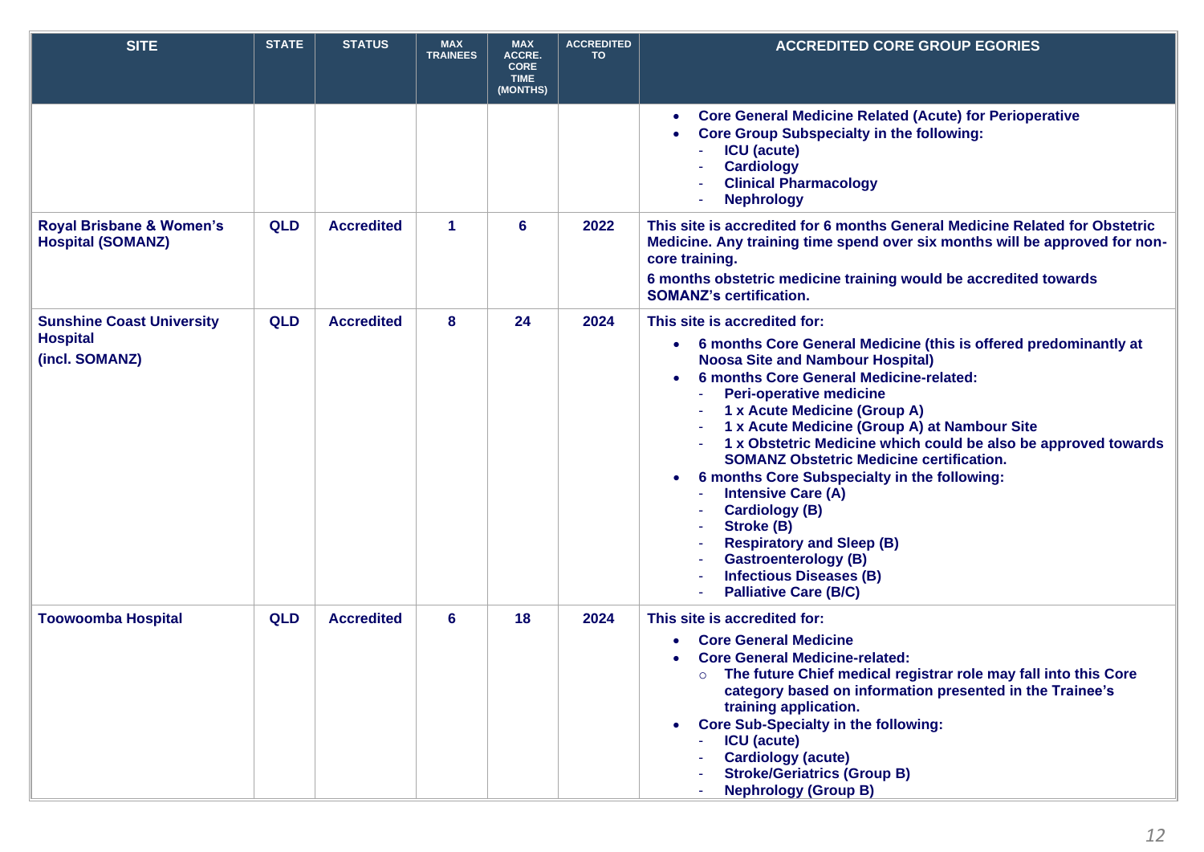| SITE | STATE | STATUS | MAX TRAINEES | MAX ACCRE. CORE TIME (MONTHS) | ACCREDITED TO | ACCREDITED CORE GROUP EGORIES |
|---|---|---|---|---|---|---|
| | | | | | | • Core General Medicine Related (Acute) for Perioperative<br>• Core Group Subspecialty in the following:<br>- ICU (acute)<br>- Cardiology<br>- Clinical Pharmacology<br>- Nephrology |
| **Royal Brisbane & Women's Hospital (SOMANZ)** | **QLD** | **Accredited** | **1** | **6** | **2022** | **This site is accredited for 6 months General Medicine Related for Obstetric Medicine. Any training time spend over six months will be approved for non-core training.**<br>**6 months obstetric medicine training would be accredited towards SOMANZ's certification.** |
| **Sunshine Coast University Hospital (incl. SOMANZ)** | **QLD** | **Accredited** | **8** | **24** | **2024** | **This site is accredited for:**<br>• **6 months Core General Medicine (this is offered predominantly at Noosa Site and Nambour Hospital)**<br>• **6 months Core General Medicine-related:**<br>- **Peri-operative medicine**<br>- **1 x Acute Medicine (Group A)**<br>- **1 x Acute Medicine (Group A) at Nambour Site**<br>- **1 x Obstetric Medicine which could be also be approved towards SOMANZ Obstetric Medicine certification.**<br>• **6 months Core Subspecialty in the following:**<br>- **Intensive Care (A)**<br>- **Cardiology (B)**<br>- **Stroke (B)**<br>- **Respiratory and Sleep (B)**<br>- **Gastroenterology (B)**<br>- **Infectious Diseases (B)**<br>- **Palliative Care (B/C)** |
| **Toowoomba Hospital** | **QLD** | **Accredited** | **6** | **18** | **2024** | **This site is accredited for:**<br>• **Core General Medicine**<br>• **Core General Medicine-related:**<br>○ **The future Chief medical registrar role may fall into this Core category based on information presented in the Trainee's training application.**<br>• **Core Sub-Specialty in the following:**<br>- **ICU (acute)**<br>- **Cardiology (acute)**<br>- **Stroke/Geriatrics (Group B)**<br>- **Nephrology (Group B)** |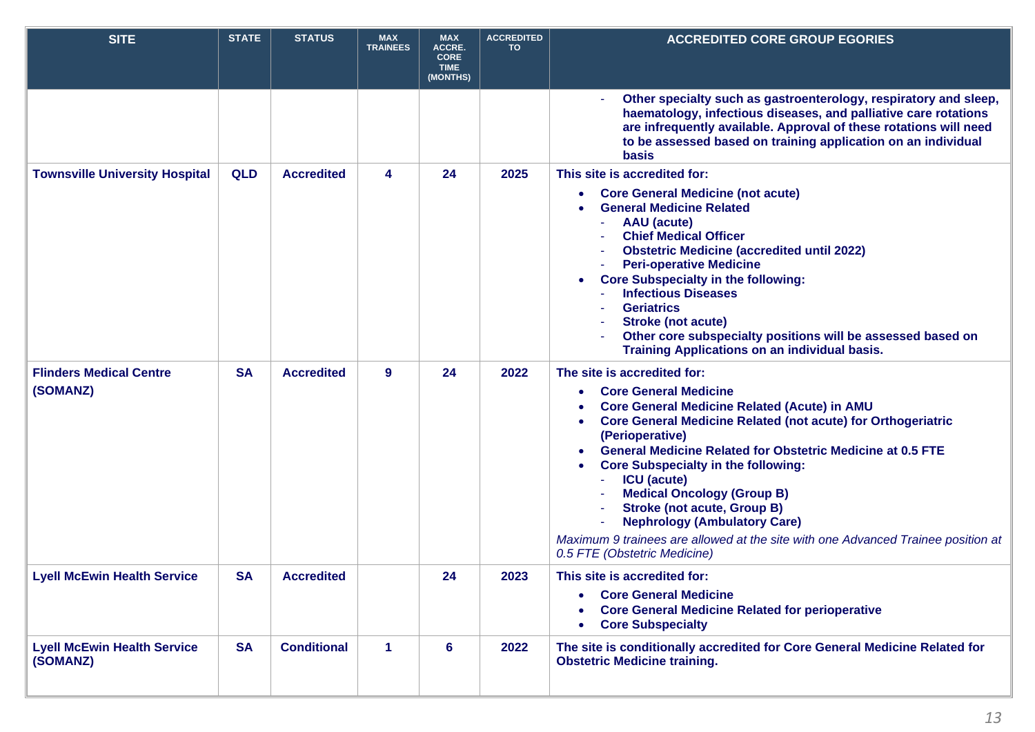| SITE | STATE | STATUS | MAX TRAINEES | MAX ACCRE. CORE TIME (MONTHS) | ACCREDITED TO | ACCREDITED CORE GROUP EGORIES |
|---|---|---|---|---|---|---|
| | | | | | | - Other specialty such as gastroenterology, respiratory and sleep, haematology, infectious diseases, and palliative care rotations are infrequently available. Approval of these rotations will need to be assessed based on training application on an individual basis |
| **Townsville University Hospital** | **QLD** | **Accredited** | **4** | **24** | **2025** | This site is accredited for:<br>• Core General Medicine (not acute)<br>• General Medicine Related<br>&nbsp;&nbsp;- AAU (acute)<br>&nbsp;&nbsp;- Chief Medical Officer<br>&nbsp;&nbsp;- Obstetric Medicine (accredited until 2022)<br>&nbsp;&nbsp;- Peri-operative Medicine<br>• Core Subspecialty in the following:<br>&nbsp;&nbsp;- Infectious Diseases<br>&nbsp;&nbsp;- Geriatrics<br>&nbsp;&nbsp;- Stroke (not acute)<br>&nbsp;&nbsp;- Other core subspecialty positions will be assessed based on Training Applications on an individual basis. |
| **Flinders Medical Centre (SOMANZ)** | **SA** | **Accredited** | **9** | **24** | **2022** | The site is accredited for:<br>• Core General Medicine<br>• Core General Medicine Related (Acute) in AMU<br>• Core General Medicine Related (not acute) for Orthogeriatric (Perioperative)<br>• General Medicine Related for Obstetric Medicine at 0.5 FTE<br>• Core Subspecialty in the following:<br>&nbsp;&nbsp;- ICU (acute)<br>&nbsp;&nbsp;- Medical Oncology (Group B)<br>&nbsp;&nbsp;- Stroke (not acute, Group B)<br>&nbsp;&nbsp;- Nephrology (Ambulatory Care)<br>*Maximum 9 trainees are allowed at the site with one Advanced Trainee position at 0.5 FTE (Obstetric Medicine)* |
| **Lyell McEwin Health Service** | **SA** | **Accredited** | | **24** | **2023** | This site is accredited for:<br>• Core General Medicine<br>• Core General Medicine Related for perioperative<br>• Core Subspecialty |
| **Lyell McEwin Health Service (SOMANZ)** | **SA** | **Conditional** | **1** | **6** | **2022** | The site is conditionally accredited for Core General Medicine Related for Obstetric Medicine training. |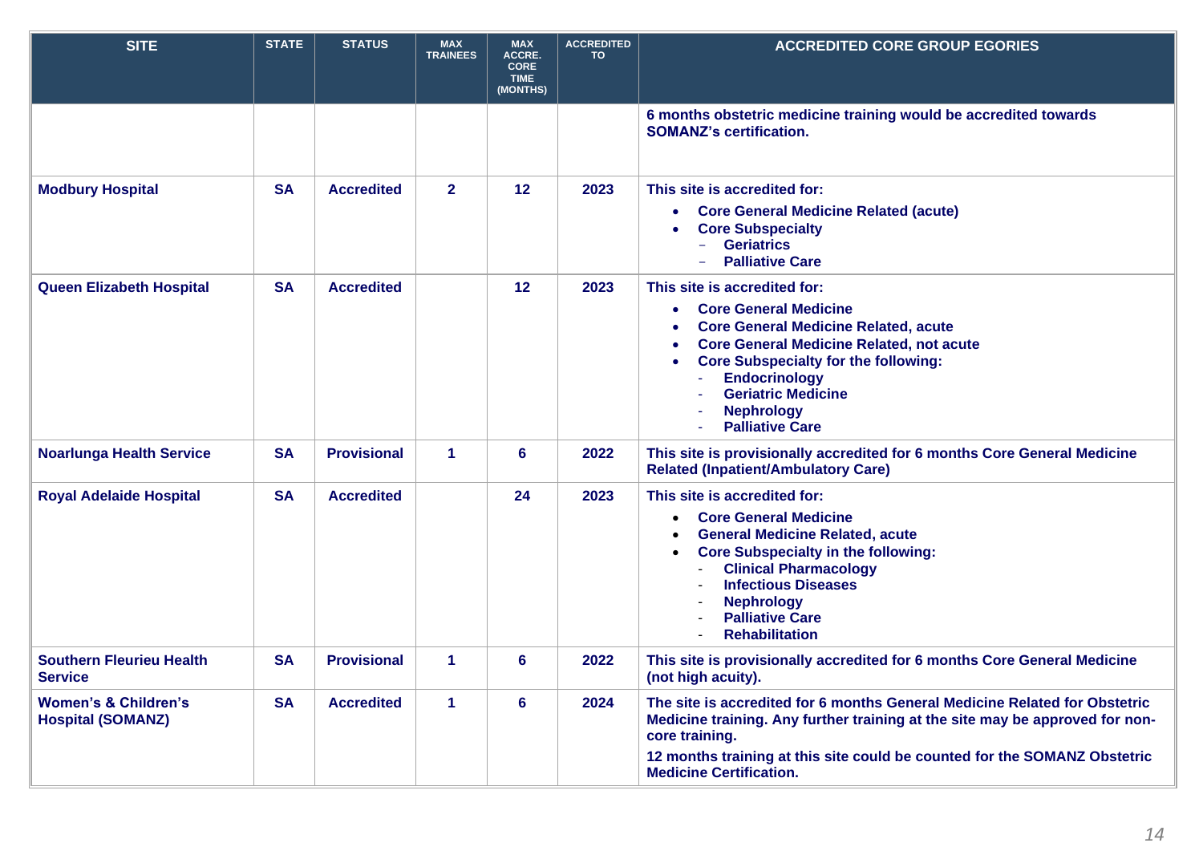| SITE | STATE | STATUS | MAX TRAINEES | MAX ACCRE. CORE TIME (MONTHS) | ACCREDITED TO | ACCREDITED CORE GROUP EGORIES |
|---|---|---|---|---|---|---|
| | | | | | | 6 months obstetric medicine training would be accredited towards SOMANZ's certification. |
| Modbury Hospital | SA | Accredited | 2 | 12 | 2023 | This site is accredited for: <br>• Core General Medicine Related (acute) <br>• Core Subspecialty <br>– Geriatrics <br>– Palliative Care |
| Queen Elizabeth Hospital | SA | Accredited | | 12 | 2023 | This site is accredited for: <br>• Core General Medicine <br>• Core General Medicine Related, acute <br>• Core General Medicine Related, not acute <br>• Core Subspecialty for the following: <br>- Endocrinology <br>- Geriatric Medicine <br>- Nephrology <br>- Palliative Care |
| Noarlunga Health Service | SA | Provisional | 1 | 6 | 2022 | This site is provisionally accredited for 6 months Core General Medicine Related (Inpatient/Ambulatory Care) |
| Royal Adelaide Hospital | SA | Accredited | | 24 | 2023 | This site is accredited for: <br>• Core General Medicine <br>• General Medicine Related, acute <br>• Core Subspecialty in the following: <br>- Clinical Pharmacology <br>- Infectious Diseases <br>- Nephrology <br>- Palliative Care <br>- Rehabilitation |
| Southern Fleurieu Health Service | SA | Provisional | 1 | 6 | 2022 | This site is provisionally accredited for 6 months Core General Medicine (not high acuity). |
| Women's & Children's Hospital (SOMANZ) | SA | Accredited | 1 | 6 | 2024 | The site is accredited for 6 months General Medicine Related for Obstetric Medicine training. Any further training at the site may be approved for non-core training. <br>12 months training at this site could be counted for the SOMANZ Obstetric Medicine Certification. |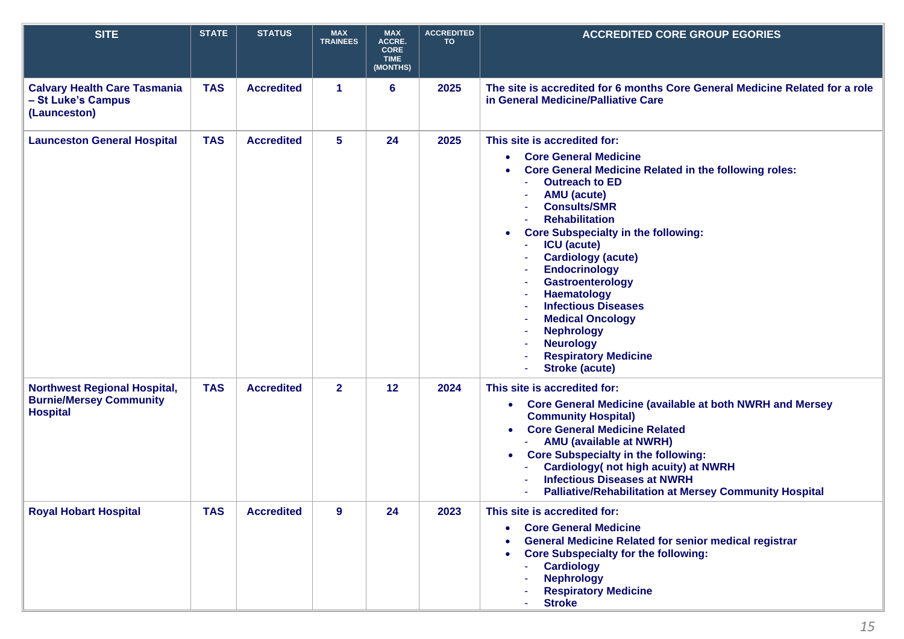| SITE | STATE | STATUS | MAX TRAINEES | MAX ACCRE. CORE TIME (MONTHS) | ACCREDITED TO | ACCREDITED CORE GROUP EGORIES |
|---|---|---|---|---|---|---|
| **Calvary Health Care Tasmania – St Luke's Campus (Launceston)** | **TAS** | **Accredited** | **1** | **6** | **2025** | **The site is accredited for 6 months Core General Medicine Related for a role in General Medicine/Palliative Care** |
| **Launceston General Hospital** | **TAS** | **Accredited** | **5** | **24** | **2025** | **This site is accredited for:**<br>• **Core General Medicine**<br>• **Core General Medicine Related in the following roles:**<br>- **Outreach to ED**<br>- **AMU (acute)**<br>- **Consults/SMR**<br>- **Rehabilitation**<br>• **Core Subspecialty in the following:**<br>- **ICU (acute)**<br>- **Cardiology (acute)**<br>- **Endocrinology**<br>- **Gastroenterology**<br>- **Haematology**<br>- **Infectious Diseases**<br>- **Medical Oncology**<br>- **Nephrology**<br>- **Neurology**<br>- **Respiratory Medicine**<br>- **Stroke (acute)** |
| **Northwest Regional Hospital, Burnie/Mersey Community Hospital** | **TAS** | **Accredited** | **2** | **12** | **2024** | **This site is accredited for:**<br>• **Core General Medicine (available at both NWRH and Mersey Community Hospital)**<br>• **Core General Medicine Related**<br>- **AMU (available at NWRH)**<br>• **Core Subspecialty in the following:**<br>- **Cardiology( not high acuity) at NWRH**<br>- **Infectious Diseases at NWRH**<br>- **Palliative/Rehabilitation at Mersey Community Hospital** |
| **Royal Hobart Hospital** | **TAS** | **Accredited** | **9** | **24** | **2023** | **This site is accredited for:**<br>• **Core General Medicine**<br>• **General Medicine Related for senior medical registrar**<br>• **Core Subspecialty for the following:**<br>- **Cardiology**<br>- **Nephrology**<br>- **Respiratory Medicine**<br>- **Stroke** |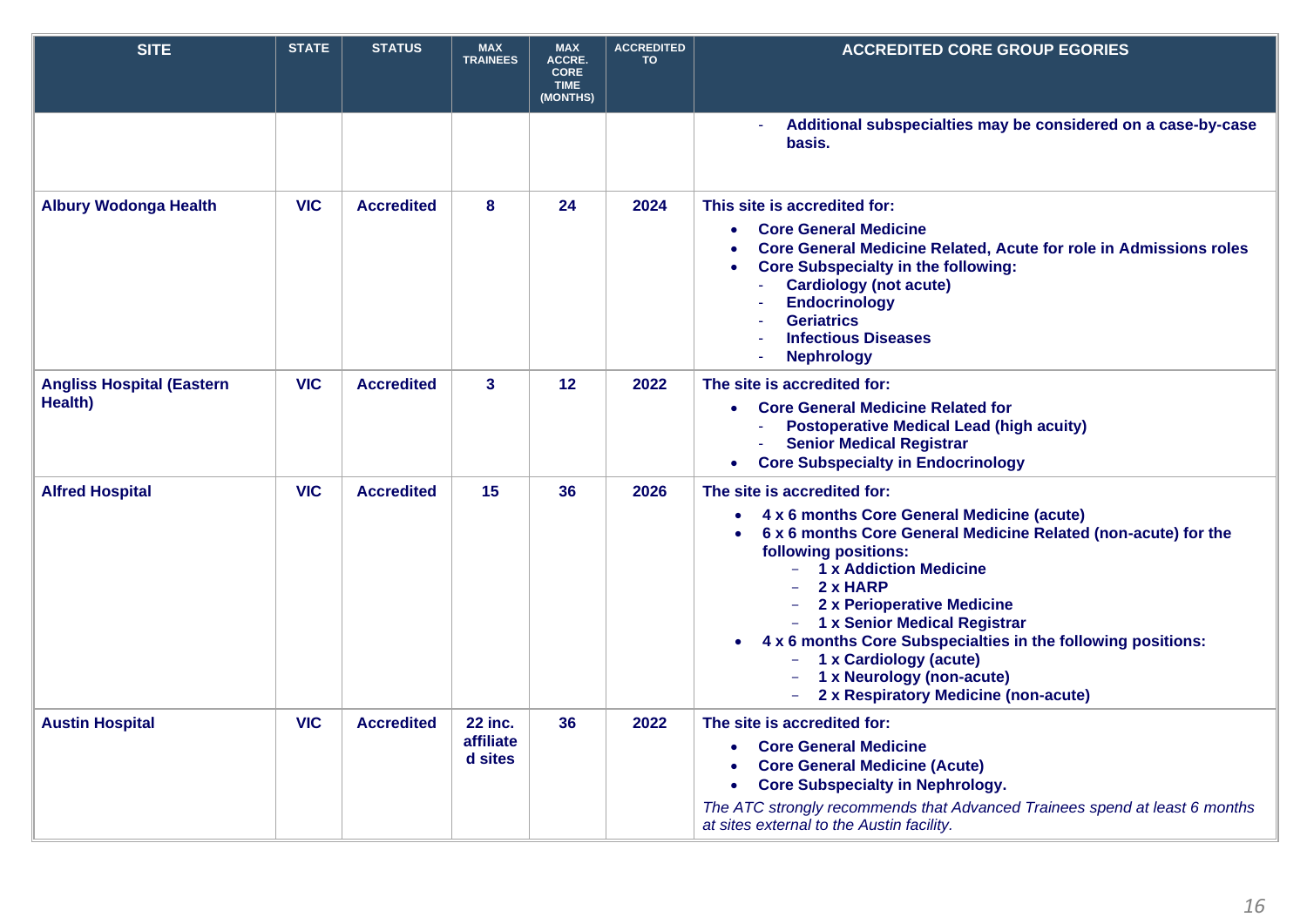| SITE | STATE | STATUS | MAX TRAINEES | MAX ACCRE. CORE TIME (MONTHS) | ACCREDITED TO | ACCREDITED CORE GROUP EGORIES |
|---|---|---|---|---|---|---|
| | | | | | | - Additional subspecialties may be considered on a case-by-case basis. |
| **Albury Wodonga Health** | **VIC** | **Accredited** | **8** | **24** | **2024** | **This site is accredited for:**<br>• Core General Medicine<br>• Core General Medicine Related, Acute for role in Admissions roles<br>• Core Subspecialty in the following:<br>  - Cardiology (not acute)<br>  - Endocrinology<br>  - Geriatrics<br>  - Infectious Diseases<br>  - Nephrology |
| **Angliss Hospital (Eastern Health)** | **VIC** | **Accredited** | **3** | **12** | **2022** | **The site is accredited for:**<br>• Core General Medicine Related for<br>  - Postoperative Medical Lead (high acuity)<br>  - Senior Medical Registrar<br>• Core Subspecialty in Endocrinology |
| **Alfred Hospital** | **VIC** | **Accredited** | **15** | **36** | **2026** | **The site is accredited for:**<br>• 4 x 6 months Core General Medicine (acute)<br>• 6 x 6 months Core General Medicine Related (non-acute) for the following positions:<br>  - 1 x Addiction Medicine<br>  - 2 x HARP<br>  - 2 x Perioperative Medicine<br>  - 1 x Senior Medical Registrar<br>• 4 x 6 months Core Subspecialties in the following positions:<br>  - 1 x Cardiology (acute)<br>  - 1 x Neurology (non-acute)<br>  - 2 x Respiratory Medicine (non-acute) |
| **Austin Hospital** | **VIC** | **Accredited** | **22 inc. affiliated sites** | **36** | **2022** | **The site is accredited for:**<br>• Core General Medicine<br>• Core General Medicine (Acute)<br>• Core Subspecialty in Nephrology.<br>*The ATC strongly recommends that Advanced Trainees spend at least 6 months at sites external to the Austin facility.* |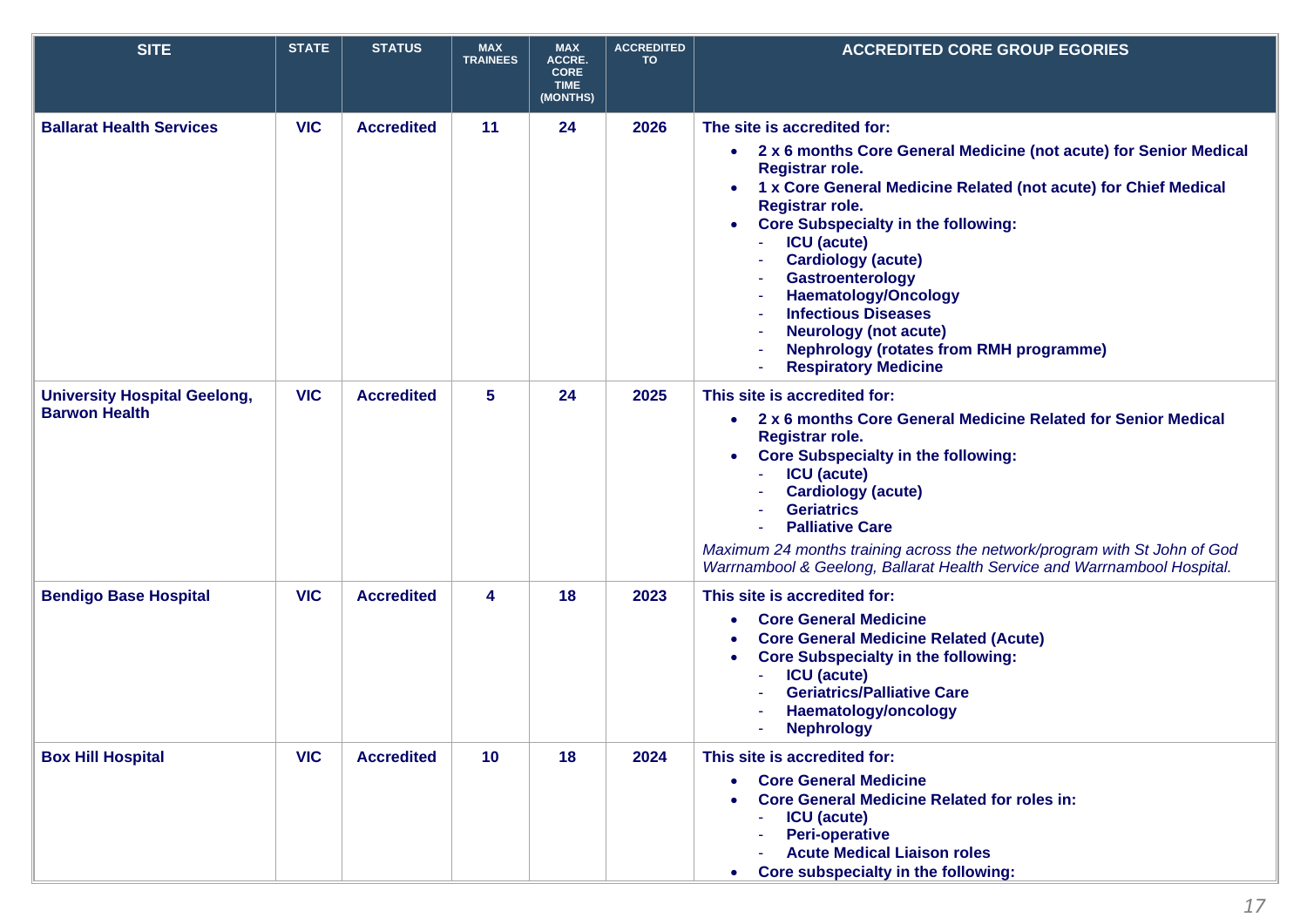| SITE | STATE | STATUS | MAX TRAINEES | MAX ACCRE. CORE TIME (MONTHS) | ACCREDITED TO | ACCREDITED CORE GROUP EGORIES |
|---|---|---|---|---|---|---|
| **Ballarat Health Services** | **VIC** | **Accredited** | **11** | **24** | **2026** | **The site is accredited for:**<br>• **2 x 6 months Core General Medicine (not acute) for Senior Medical Registrar role.**<br>• **1 x Core General Medicine Related (not acute) for Chief Medical Registrar role.**<br>• **Core Subspecialty in the following:**<br>- **ICU (acute)**<br>- **Cardiology (acute)**<br>- **Gastroenterology**<br>- **Haematology/Oncology**<br>- **Infectious Diseases**<br>- **Neurology (not acute)**<br>- **Nephrology (rotates from RMH programme)**<br>- **Respiratory Medicine** |
| **University Hospital Geelong, Barwon Health** | **VIC** | **Accredited** | **5** | **24** | **2025** | **This site is accredited for:**<br>• **2 x 6 months Core General Medicine Related for Senior Medical Registrar role.**<br>• **Core Subspecialty in the following:**<br>- **ICU (acute)**<br>- **Cardiology (acute)**<br>- **Geriatrics**<br>- **Palliative Care**<br>*Maximum 24 months training across the network/program with St John of God Warrnambool & Geelong, Ballarat Health Service and Warrnambool Hospital.* |
| **Bendigo Base Hospital** | **VIC** | **Accredited** | **4** | **18** | **2023** | **This site is accredited for:**<br>• **Core General Medicine**<br>• **Core General Medicine Related (Acute)**<br>• **Core Subspecialty in the following:**<br>- **ICU (acute)**<br>- **Geriatrics/Palliative Care**<br>- **Haematology/oncology**<br>- **Nephrology** |
| **Box Hill Hospital** | **VIC** | **Accredited** | **10** | **18** | **2024** | **This site is accredited for:**<br>• **Core General Medicine**<br>• **Core General Medicine Related for roles in:**<br>- **ICU (acute)**<br>- **Peri-operative**<br>- **Acute Medical Liaison roles**<br>• **Core subspecialty in the following:** |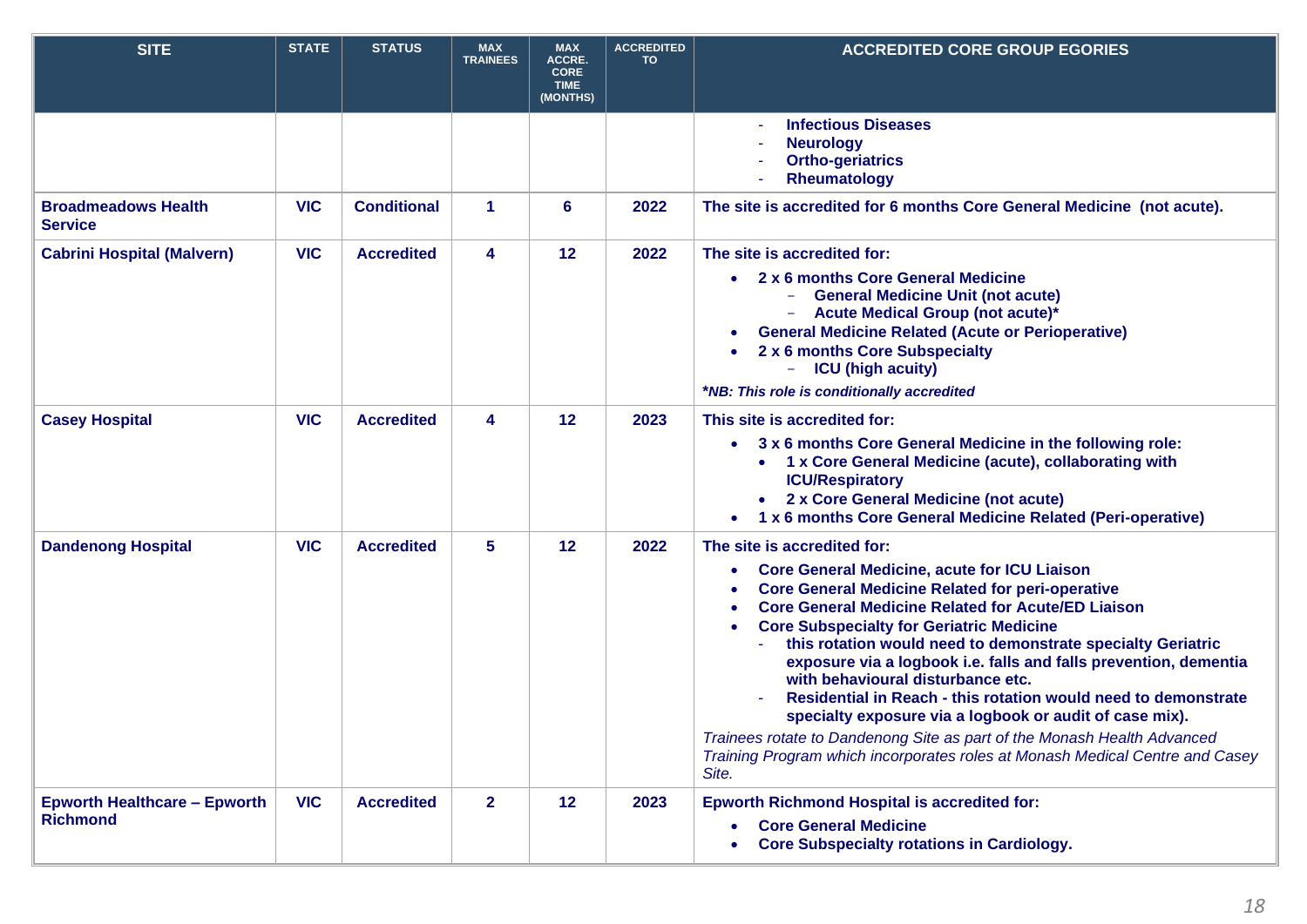| SITE | STATE | STATUS | MAX TRAINEES | MAX ACCRE. CORE TIME (MONTHS) | ACCREDITED TO | ACCREDITED CORE GROUP EGORIES |
|---|---|---|---|---|---|---|
| | | | | | | - Infectious Diseases<br>- Neurology<br>- Ortho-geriatrics<br>- Rheumatology |
| **Broadmeadows Health Service** | VIC | Conditional | 1 | 6 | 2022 | The site is accredited for 6 months Core General Medicine (not acute). |
| **Cabrini Hospital (Malvern)** | VIC | Accredited | 4 | 12 | 2022 | The site is accredited for:<br>• 2 x 6 months Core General Medicine<br>  – General Medicine Unit (not acute)<br>  – Acute Medical Group (not acute)*<br>• General Medicine Related (Acute or Perioperative)<br>• 2 x 6 months Core Subspecialty<br>  – ICU (high acuity)<br>*\*NB: This role is conditionally accredited* |
| **Casey Hospital** | VIC | Accredited | 4 | 12 | 2023 | This site is accredited for:<br>• 3 x 6 months Core General Medicine in the following role:<br>  • 1 x Core General Medicine (acute), collaborating with ICU/Respiratory<br>  • 2 x Core General Medicine (not acute)<br>• 1 x 6 months Core General Medicine Related (Peri-operative) |
| **Dandenong Hospital** | VIC | Accredited | 5 | 12 | 2022 | The site is accredited for:<br>• Core General Medicine, acute for ICU Liaison<br>• Core General Medicine Related for peri-operative<br>• Core General Medicine Related for Acute/ED Liaison<br>• Core Subspecialty for Geriatric Medicine<br>  - this rotation would need to demonstrate specialty Geriatric exposure via a logbook i.e. falls and falls prevention, dementia with behavioural disturbance etc.<br>  - Residential in Reach - this rotation would need to demonstrate specialty exposure via a logbook or audit of case mix).<br>*Trainees rotate to Dandenong Site as part of the Monash Health Advanced Training Program which incorporates roles at Monash Medical Centre and Casey Site.* |
| **Epworth Healthcare – Epworth Richmond** | VIC | Accredited | 2 | 12 | 2023 | Epworth Richmond Hospital is accredited for:<br>• Core General Medicine<br>• Core Subspecialty rotations in Cardiology. |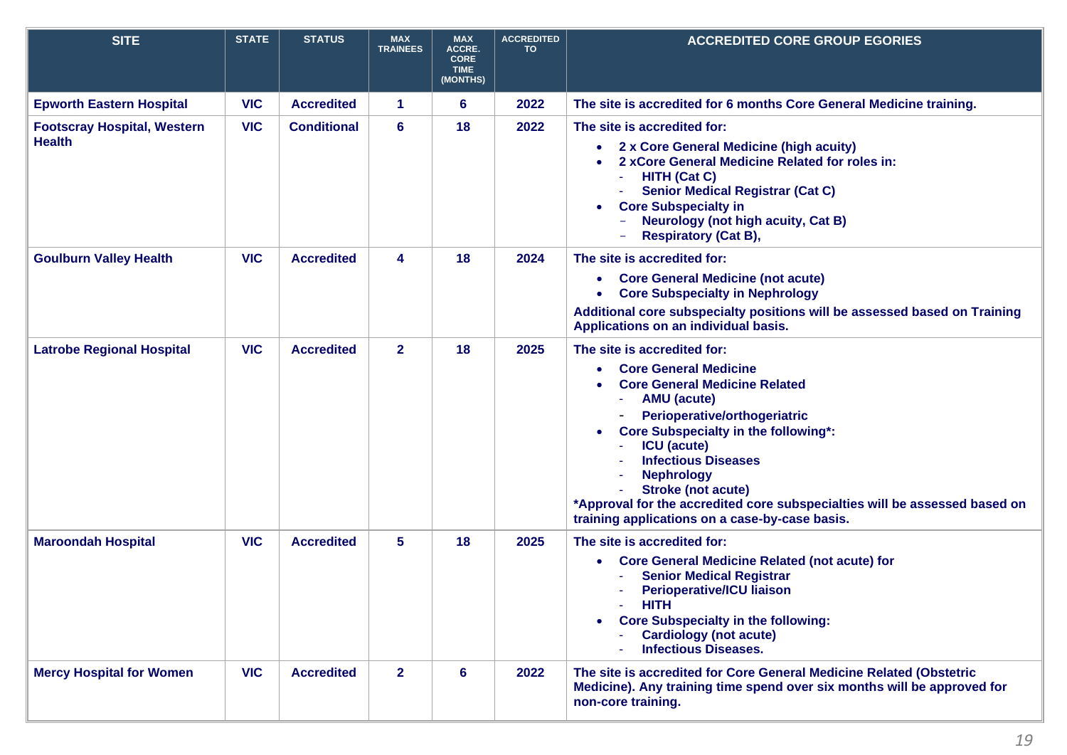| SITE | STATE | STATUS | MAX TRAINEES | MAX ACCRE. CORE TIME (MONTHS) | ACCREDITED TO | ACCREDITED CORE GROUP EGORIES |
|---|---|---|---|---|---|---|
| **Epworth Eastern Hospital** | **VIC** | **Accredited** | **1** | **6** | **2022** | **The site is accredited for 6 months Core General Medicine training.** |
| **Footscray Hospital, Western Health** | **VIC** | **Conditional** | **6** | **18** | **2022** | **The site is accredited for:**<br>• **2 x Core General Medicine (high acuity)**<br>• **2 xCore General Medicine Related for roles in:**<br>  - **HITH (Cat C)**<br>  - **Senior Medical Registrar (Cat C)**<br>• **Core Subspecialty in**<br>  - **Neurology (not high acuity, Cat B)**<br>  - **Respiratory (Cat B),** |
| **Goulburn Valley Health** | **VIC** | **Accredited** | **4** | **18** | **2024** | **The site is accredited for:**<br>• **Core General Medicine (not acute)**<br>• **Core Subspecialty in Nephrology**<br>**Additional core subspecialty positions will be assessed based on Training Applications on an individual basis.** |
| **Latrobe Regional Hospital** | **VIC** | **Accredited** | **2** | **18** | **2025** | **The site is accredited for:**<br>• **Core General Medicine**<br>• **Core General Medicine Related**<br>  - **AMU (acute)**<br>  - **Perioperative/orthogeriatric**<br>• **Core Subspecialty in the following*:**<br>  - **ICU (acute)**<br>  - **Infectious Diseases**<br>  - **Nephrology**<br>  - **Stroke (not acute)**<br>***Approval for the accredited core subspecialties will be assessed based on training applications on a case-by-case basis.** |
| **Maroondah Hospital** | **VIC** | **Accredited** | **5** | **18** | **2025** | **The site is accredited for:**<br>• **Core General Medicine Related (not acute) for**<br>  - **Senior Medical Registrar**<br>  - **Perioperative/ICU liaison**<br>  - **HITH**<br>• **Core Subspecialty in the following:**<br>  - **Cardiology (not acute)**<br>  - **Infectious Diseases.** |
| **Mercy Hospital for Women** | **VIC** | **Accredited** | **2** | **6** | **2022** | **The site is accredited for Core General Medicine Related (Obstetric Medicine). Any training time spend over six months will be approved for non-core training.** |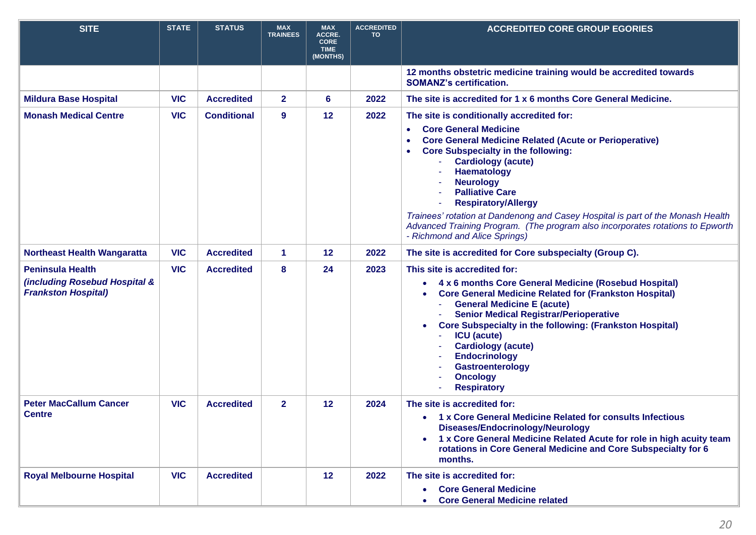| SITE | STATE | STATUS | MAX TRAINEES | MAX ACCRE. CORE TIME (MONTHS) | ACCREDITED TO | ACCREDITED CORE GROUP EGORIES |
|---|---|---|---|---|---|---|
| | | | | | | **12 months obstetric medicine training would be accredited towards SOMANZ's certification.** |
| **Mildura Base Hospital** | **VIC** | **Accredited** | **2** | **6** | **2022** | **The site is accredited for 1 x 6 months Core General Medicine.** |
| **Monash Medical Centre** | **VIC** | **Conditional** | **9** | **12** | **2022** | **The site is conditionally accredited for:**<br>• **Core General Medicine**<br>• **Core General Medicine Related (Acute or Perioperative)**<br>• **Core Subspecialty in the following:**<br>- **Cardiology (acute)**<br>- **Haematology**<br>- **Neurology**<br>- **Palliative Care**<br>- **Respiratory/Allergy**<br>*Trainees' rotation at Dandenong and Casey Hospital is part of the Monash Health Advanced Training Program. (The program also incorporates rotations to Epworth - Richmond and Alice Springs)* |
| **Northeast Health Wangaratta** | **VIC** | **Accredited** | **1** | **12** | **2022** | **The site is accredited for Core subspecialty (Group C).** |
| **Peninsula Health** ***(including Rosebud Hospital & Frankston Hospital)*** | **VIC** | **Accredited** | **8** | **24** | **2023** | **This site is accredited for:**<br>• **4 x 6 months Core General Medicine (Rosebud Hospital)**<br>• **Core General Medicine Related for (Frankston Hospital)**<br>- **General Medicine E (acute)**<br>- **Senior Medical Registrar/Perioperative**<br>• **Core Subspecialty in the following: (Frankston Hospital)**<br>- **ICU (acute)**<br>- **Cardiology (acute)**<br>- **Endocrinology**<br>- **Gastroenterology**<br>- **Oncology**<br>- **Respiratory** |
| **Peter MacCallum Cancer Centre** | **VIC** | **Accredited** | **2** | **12** | **2024** | **The site is accredited for:**<br>• **1 x Core General Medicine Related for consults Infectious Diseases/Endocrinology/Neurology**<br>• **1 x Core General Medicine Related Acute for role in high acuity team rotations in Core General Medicine and Core Subspecialty for 6 months.** |
| **Royal Melbourne Hospital** | **VIC** | **Accredited** | | **12** | **2022** | **The site is accredited for:**<br>• **Core General Medicine**<br>• **Core General Medicine related** |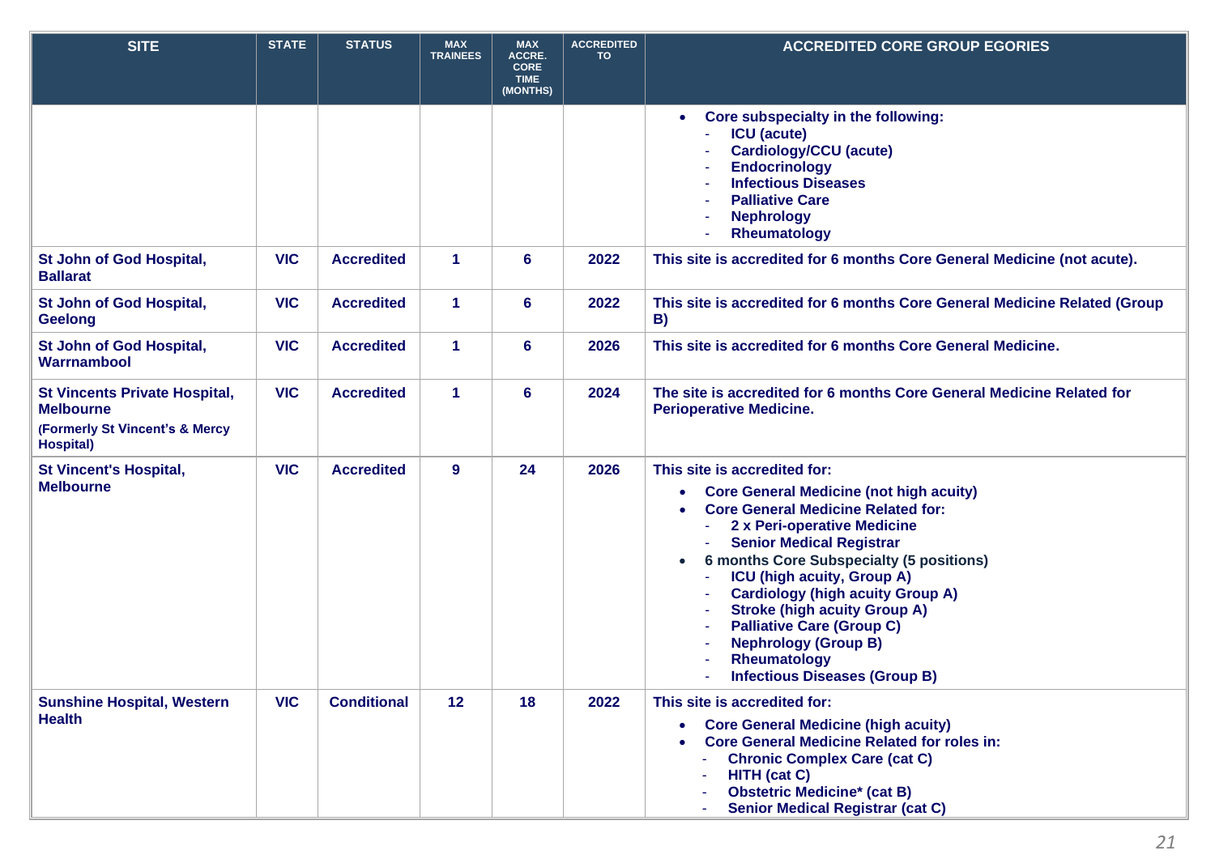| SITE | STATE | STATUS | MAX TRAINEES | MAX ACCRE. CORE TIME (MONTHS) | ACCREDITED TO | ACCREDITED CORE GROUP EGORIES |
|---|---|---|---|---|---|---|
| | | | | | | • Core subspecialty in the following:<br>- ICU (acute)<br>- Cardiology/CCU (acute)<br>- Endocrinology<br>- Infectious Diseases<br>- Palliative Care<br>- Nephrology<br>- Rheumatology |
| St John of God Hospital, Ballarat | VIC | Accredited | 1 | 6 | 2022 | This site is accredited for 6 months Core General Medicine (not acute). |
| St John of God Hospital, Geelong | VIC | Accredited | 1 | 6 | 2022 | This site is accredited for 6 months Core General Medicine Related (Group B) |
| St John of God Hospital, Warrnambool | VIC | Accredited | 1 | 6 | 2026 | This site is accredited for 6 months Core General Medicine. |
| St Vincents Private Hospital, Melbourne<br>(Formerly St Vincent's & Mercy Hospital) | VIC | Accredited | 1 | 6 | 2024 | The site is accredited for 6 months Core General Medicine Related for Perioperative Medicine. |
| St Vincent's Hospital, Melbourne | VIC | Accredited | 9 | 24 | 2026 | This site is accredited for:<br>• Core General Medicine (not high acuity)<br>• Core General Medicine Related for:<br>- 2 x Peri-operative Medicine<br>- Senior Medical Registrar<br>• 6 months Core Subspecialty (5 positions)<br>- ICU (high acuity, Group A)<br>- Cardiology (high acuity Group A)<br>- Stroke (high acuity Group A)<br>- Palliative Care (Group C)<br>- Nephrology (Group B)<br>- Rheumatology<br>- Infectious Diseases (Group B) |
| Sunshine Hospital, Western Health | VIC | Conditional | 12 | 18 | 2022 | This site is accredited for:<br>• Core General Medicine (high acuity)<br>• Core General Medicine Related for roles in:<br>- Chronic Complex Care (cat C)<br>- HITH (cat C)<br>- Obstetric Medicine* (cat B)<br>- Senior Medical Registrar (cat C) |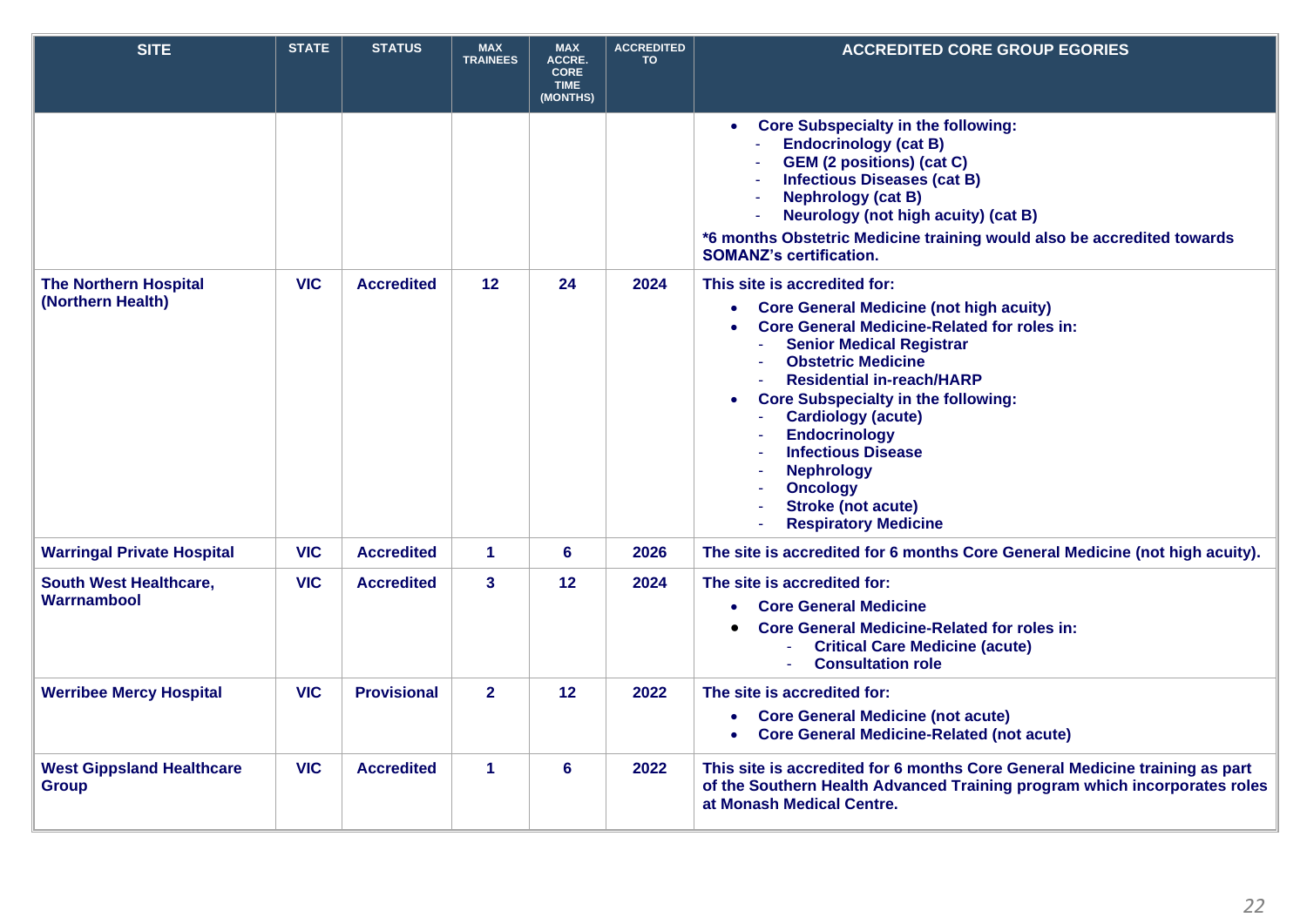| SITE | STATE | STATUS | MAX TRAINEES | MAX ACCRE. CORE TIME (MONTHS) | ACCREDITED TO | ACCREDITED CORE GROUP EGORIES |
|---|---|---|---|---|---|---|
| | | | | | | • **Core Subspecialty in the following:**<br>- **Endocrinology (cat B)**<br>- **GEM (2 positions) (cat C)**<br>- **Infectious Diseases (cat B)**<br>- **Nephrology (cat B)**<br>- **Neurology (not high acuity) (cat B)**<br>**\*6 months Obstetric Medicine training would also be accredited towards SOMANZ's certification.** |
| **The Northern Hospital (Northern Health)** | **VIC** | **Accredited** | **12** | **24** | **2024** | **This site is accredited for:**<br>• **Core General Medicine (not high acuity)**<br>• **Core General Medicine-Related for roles in:**<br>- **Senior Medical Registrar**<br>- **Obstetric Medicine**<br>- **Residential in-reach/HARP**<br>• **Core Subspecialty in the following:**<br>- **Cardiology (acute)**<br>- **Endocrinology**<br>- **Infectious Disease**<br>- **Nephrology**<br>- **Oncology**<br>- **Stroke (not acute)**<br>- **Respiratory Medicine** |
| **Warringal Private Hospital** | **VIC** | **Accredited** | **1** | **6** | **2026** | **The site is accredited for 6 months Core General Medicine (not high acuity).** |
| **South West Healthcare, Warrnambool** | **VIC** | **Accredited** | **3** | **12** | **2024** | **The site is accredited for:**<br>• **Core General Medicine**<br>• **Core General Medicine-Related for roles in:**<br>- **Critical Care Medicine (acute)**<br>- **Consultation role** |
| **Werribee Mercy Hospital** | **VIC** | **Provisional** | **2** | **12** | **2022** | **The site is accredited for:**<br>• **Core General Medicine (not acute)**<br>• **Core General Medicine-Related (not acute)** |
| **West Gippsland Healthcare Group** | **VIC** | **Accredited** | **1** | **6** | **2022** | **This site is accredited for 6 months Core General Medicine training as part of the Southern Health Advanced Training program which incorporates roles at Monash Medical Centre.** |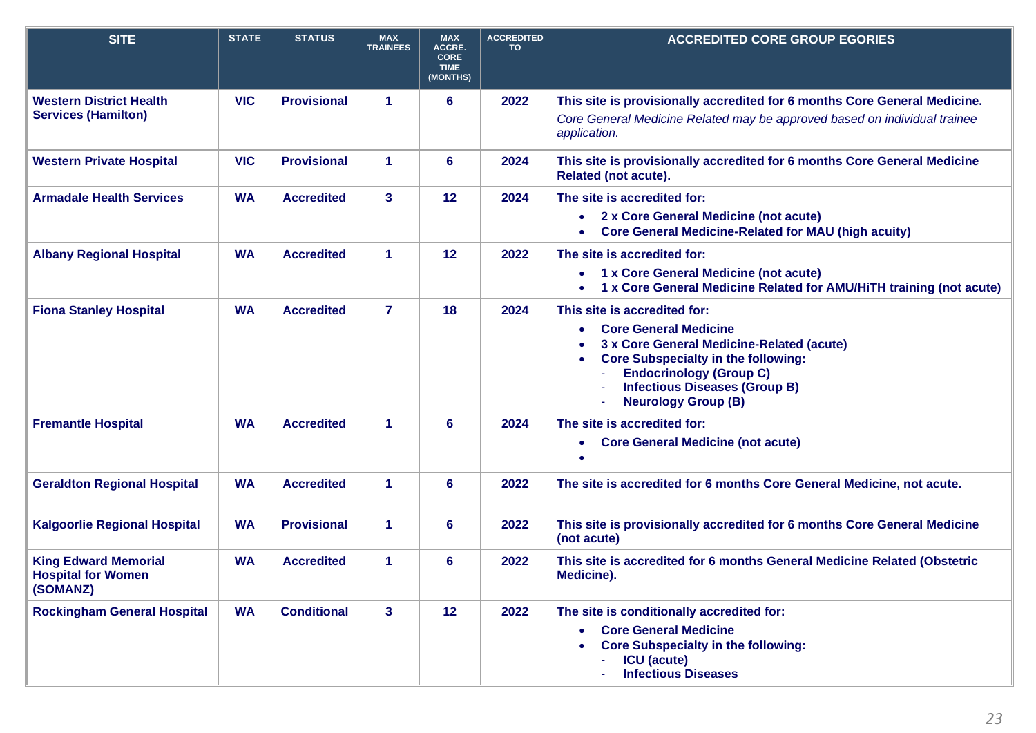| SITE | STATE | STATUS | MAX TRAINEES | MAX ACCRE. CORE TIME (MONTHS) | ACCREDITED TO | ACCREDITED CORE GROUP EGORIES |
|---|---|---|---|---|---|---|
| **Western District Health Services (Hamilton)** | **VIC** | **Provisional** | **1** | **6** | **2022** | **This site is provisionally accredited for 6 months Core General Medicine.** *Core General Medicine Related may be approved based on individual trainee application.* |
| **Western Private Hospital** | **VIC** | **Provisional** | **1** | **6** | **2024** | **This site is provisionally accredited for 6 months Core General Medicine Related (not acute).** |
| **Armadale Health Services** | **WA** | **Accredited** | **3** | **12** | **2024** | **The site is accredited for:** • **2 x Core General Medicine (not acute)** • **Core General Medicine-Related for MAU (high acuity)** |
| **Albany Regional Hospital** | **WA** | **Accredited** | **1** | **12** | **2022** | **The site is accredited for:** • **1 x Core General Medicine (not acute)** • **1 x Core General Medicine Related for AMU/HiTH training (not acute)** |
| **Fiona Stanley Hospital** | **WA** | **Accredited** | **7** | **18** | **2024** | **This site is accredited for:** • **Core General Medicine** • **3 x Core General Medicine-Related (acute)** • **Core Subspecialty in the following:** - **Endocrinology (Group C)** - **Infectious Diseases (Group B)** - **Neurology Group (B)** |
| **Fremantle Hospital** | **WA** | **Accredited** | **1** | **6** | **2024** | **The site is accredited for:** • **Core General Medicine (not acute)** • |
| **Geraldton Regional Hospital** | **WA** | **Accredited** | **1** | **6** | **2022** | **The site is accredited for 6 months Core General Medicine, not acute.** |
| **Kalgoorlie Regional Hospital** | **WA** | **Provisional** | **1** | **6** | **2022** | **This site is provisionally accredited for 6 months Core General Medicine (not acute)** |
| **King Edward Memorial Hospital for Women (SOMANZ)** | **WA** | **Accredited** | **1** | **6** | **2022** | **This site is accredited for 6 months General Medicine Related (Obstetric Medicine).** |
| **Rockingham General Hospital** | **WA** | **Conditional** | **3** | **12** | **2022** | **The site is conditionally accredited for:** • **Core General Medicine** • **Core Subspecialty in the following:** - **ICU (acute)** - **Infectious Diseases** |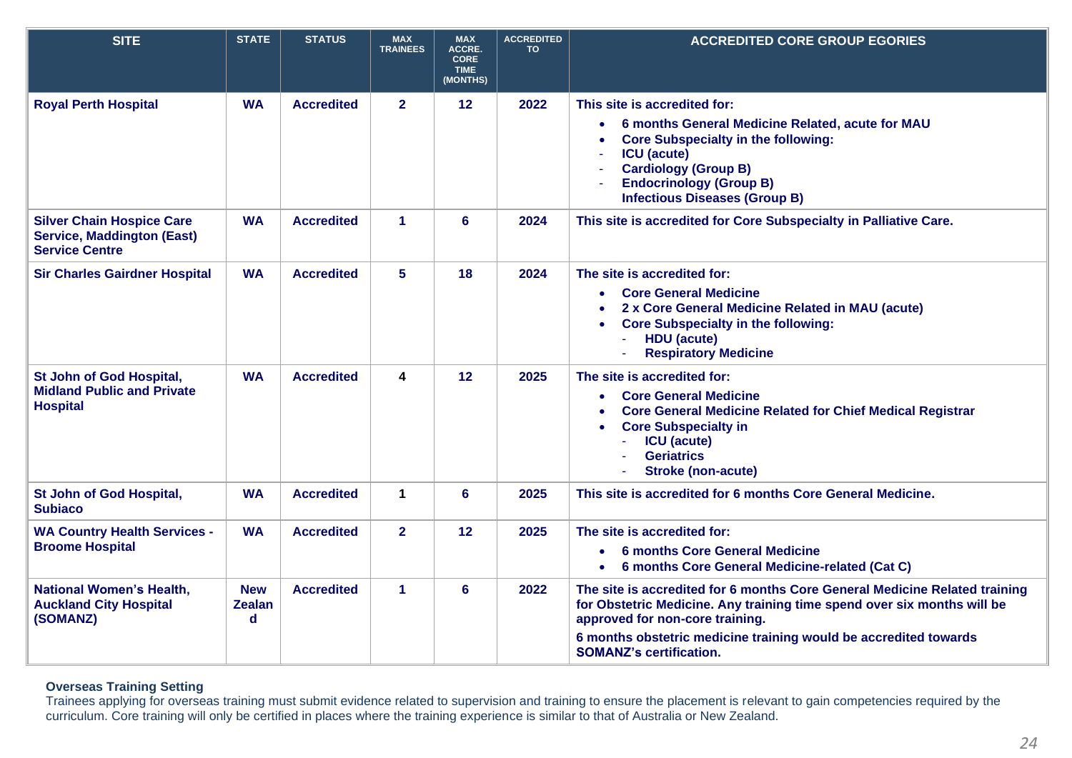| SITE | STATE | STATUS | MAX TRAINEES | MAX ACCRE. CORE TIME (MONTHS) | ACCREDITED TO | ACCREDITED CORE GROUP EGORIES |
|---|---|---|---|---|---|---|
| **Royal Perth Hospital** | **WA** | **Accredited** | **2** | **12** | **2022** | **This site is accredited for:**<br>• **6 months General Medicine Related, acute for MAU**<br>• **Core Subspecialty in the following:**<br>- **ICU (acute)**<br>- **Cardiology (Group B)**<br>- **Endocrinology (Group B)**<br>**Infectious Diseases (Group B)** |
| **Silver Chain Hospice Care Service, Maddington (East) Service Centre** | **WA** | **Accredited** | **1** | **6** | **2024** | **This site is accredited for Core Subspecialty in Palliative Care.** |
| **Sir Charles Gairdner Hospital** | **WA** | **Accredited** | **5** | **18** | **2024** | **The site is accredited for:**<br>• **Core General Medicine**<br>• **2 x Core General Medicine Related in MAU (acute)**<br>• **Core Subspecialty in the following:**<br>- **HDU (acute)**<br>- **Respiratory Medicine** |
| **St John of God Hospital, Midland Public and Private Hospital** | **WA** | **Accredited** | **4** | **12** | **2025** | **The site is accredited for:**<br>• **Core General Medicine**<br>• **Core General Medicine Related for Chief Medical Registrar**<br>• **Core Subspecialty in**<br>- **ICU (acute)**<br>- **Geriatrics**<br>- **Stroke (non-acute)** |
| **St John of God Hospital, Subiaco** | **WA** | **Accredited** | **1** | **6** | **2025** | **This site is accredited for 6 months Core General Medicine.** |
| **WA Country Health Services - Broome Hospital** | **WA** | **Accredited** | **2** | **12** | **2025** | **The site is accredited for:**<br>• **6 months Core General Medicine**<br>• **6 months Core General Medicine-related (Cat C)** |
| **National Women's Health, Auckland City Hospital (SOMANZ)** | **New Zealand** | **Accredited** | **1** | **6** | **2022** | **The site is accredited for 6 months Core General Medicine Related training for Obstetric Medicine. Any training time spend over six months will be approved for non-core training.**<br>**6 months obstetric medicine training would be accredited towards SOMANZ's certification.** |

**Overseas Training Setting**

Trainees applying for overseas training must submit evidence related to supervision and training to ensure the placement is relevant to gain competencies required by the curriculum. Core training will only be certified in places where the training experience is similar to that of Australia or New Zealand.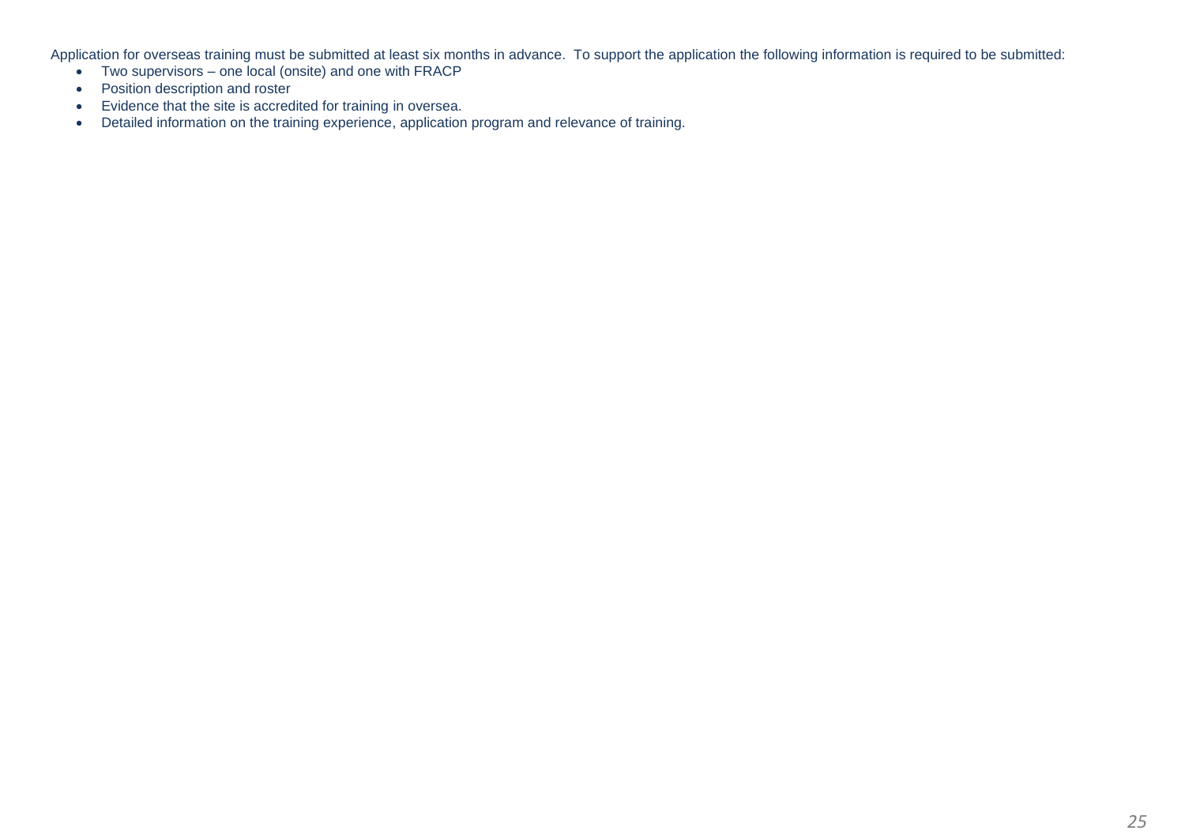Application for overseas training must be submitted at least six months in advance. To support the application the following information is required to be submitted:

- Two supervisors – one local (onsite) and one with FRACP
- Position description and roster
- Evidence that the site is accredited for training in oversea.
- Detailed information on the training experience, application program and relevance of training.